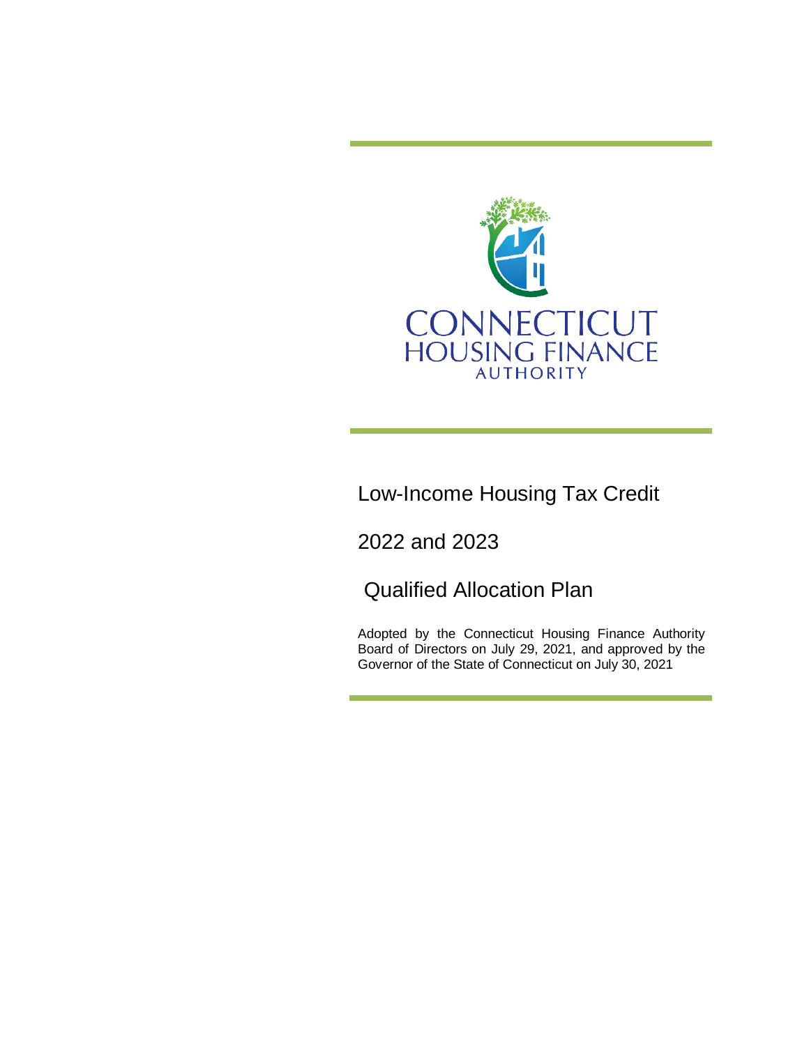CONNECTICUT
HOUSING FINANCE
AUTHORITY

# Low-Income Housing Tax Credit

# 2022 and 2023

# Qualified Allocation Plan

Adopted by the Connecticut Housing Finance Authority Board of Directors on July 29, 2021, and approved by the Governor of the State of Connecticut on July 30, 2021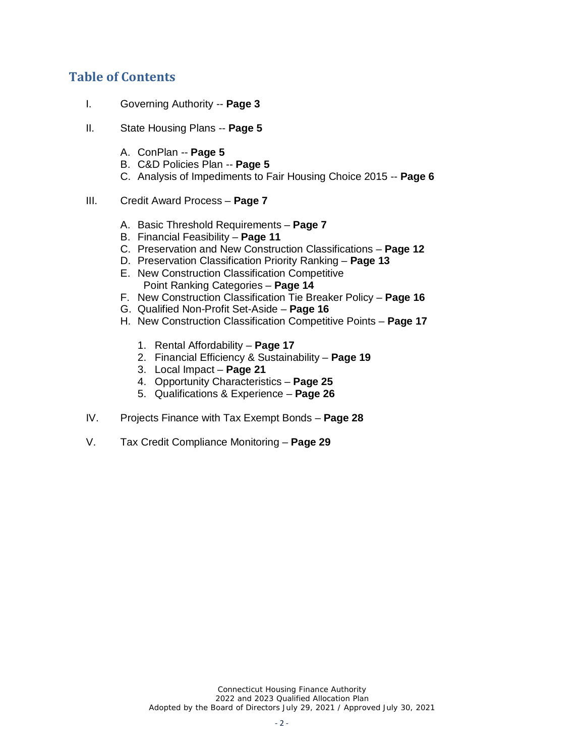## Table of Contents

I. Governing Authority -- **Page 3**

II. State Housing Plans -- **Page 5**

  A. ConPlan -- **Page 5**
  B. C&D Policies Plan -- **Page 5**
  C. Analysis of Impediments to Fair Housing Choice 2015 -- **Page 6**

III. Credit Award Process – **Page 7**

  A. Basic Threshold Requirements – **Page 7**
  B. Financial Feasibility – **Page 11**
  C. Preservation and New Construction Classifications – **Page 12**
  D. Preservation Classification Priority Ranking – **Page 13**
  E. New Construction Classification Competitive Point Ranking Categories – **Page 14**
  F. New Construction Classification Tie Breaker Policy – **Page 16**
  G. Qualified Non-Profit Set-Aside – **Page 16**
  H. New Construction Classification Competitive Points – **Page 17**

    1. Rental Affordability – **Page 17**
    2. Financial Efficiency & Sustainability – **Page 19**
    3. Local Impact – **Page 21**
    4. Opportunity Characteristics – **Page 25**
    5. Qualifications & Experience – **Page 26**

IV. Projects Finance with Tax Exempt Bonds – **Page 28**

V. Tax Credit Compliance Monitoring – **Page 29**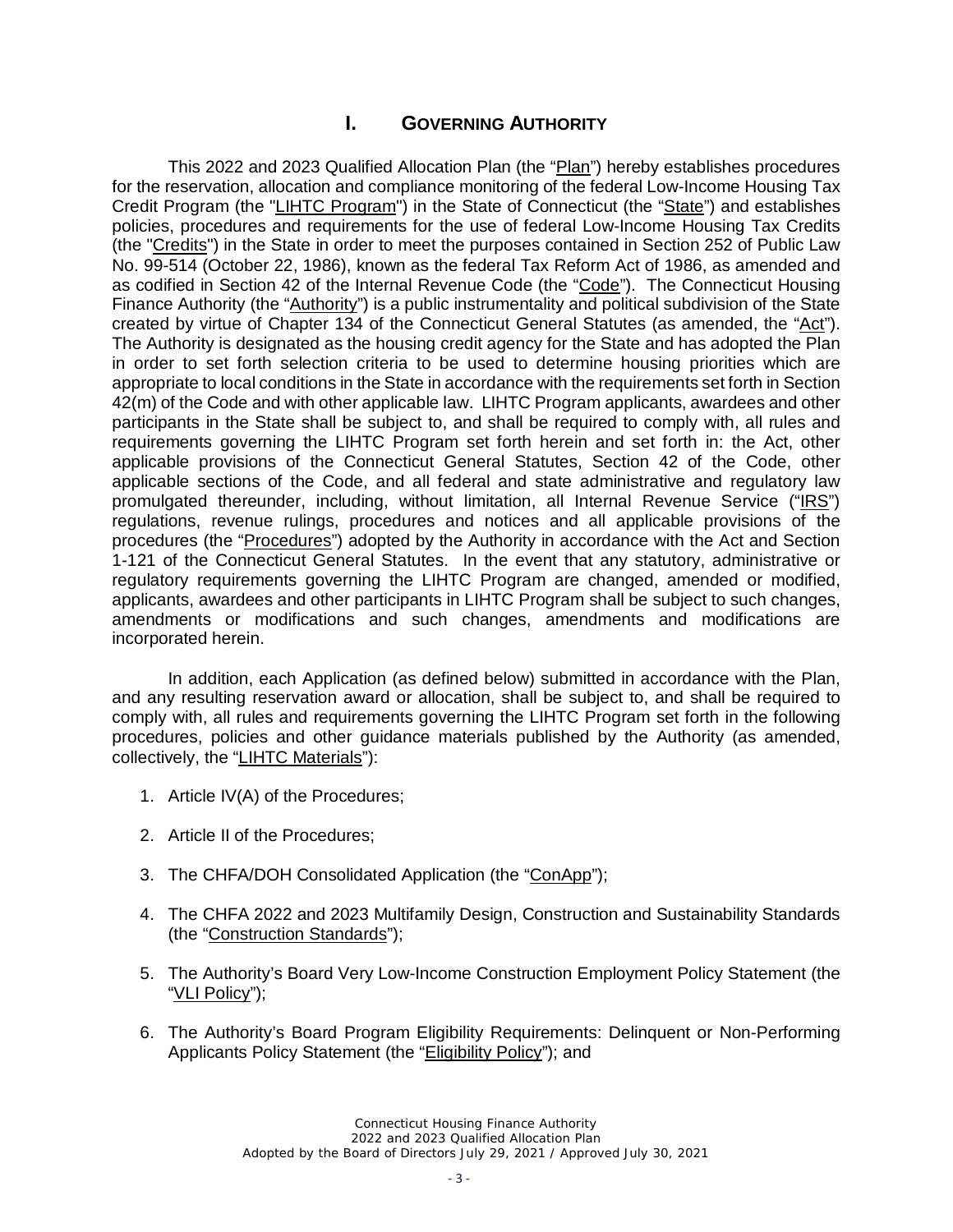## I. GOVERNING AUTHORITY

This 2022 and 2023 Qualified Allocation Plan (the "Plan") hereby establishes procedures for the reservation, allocation and compliance monitoring of the federal Low-Income Housing Tax Credit Program (the "LIHTC Program") in the State of Connecticut (the "State") and establishes policies, procedures and requirements for the use of federal Low-Income Housing Tax Credits (the "Credits") in the State in order to meet the purposes contained in Section 252 of Public Law No. 99-514 (October 22, 1986), known as the federal Tax Reform Act of 1986, as amended and as codified in Section 42 of the Internal Revenue Code (the "Code"). The Connecticut Housing Finance Authority (the "Authority") is a public instrumentality and political subdivision of the State created by virtue of Chapter 134 of the Connecticut General Statutes (as amended, the "Act"). The Authority is designated as the housing credit agency for the State and has adopted the Plan in order to set forth selection criteria to be used to determine housing priorities which are appropriate to local conditions in the State in accordance with the requirements set forth in Section 42(m) of the Code and with other applicable law. LIHTC Program applicants, awardees and other participants in the State shall be subject to, and shall be required to comply with, all rules and requirements governing the LIHTC Program set forth herein and set forth in: the Act, other applicable provisions of the Connecticut General Statutes, Section 42 of the Code, other applicable sections of the Code, and all federal and state administrative and regulatory law promulgated thereunder, including, without limitation, all Internal Revenue Service ("IRS") regulations, revenue rulings, procedures and notices and all applicable provisions of the procedures (the "Procedures") adopted by the Authority in accordance with the Act and Section 1-121 of the Connecticut General Statutes. In the event that any statutory, administrative or regulatory requirements governing the LIHTC Program are changed, amended or modified, applicants, awardees and other participants in LIHTC Program shall be subject to such changes, amendments or modifications and such changes, amendments and modifications are incorporated herein.

In addition, each Application (as defined below) submitted in accordance with the Plan, and any resulting reservation award or allocation, shall be subject to, and shall be required to comply with, all rules and requirements governing the LIHTC Program set forth in the following procedures, policies and other guidance materials published by the Authority (as amended, collectively, the "LIHTC Materials"):

1. Article IV(A) of the Procedures;
2. Article II of the Procedures;
3. The CHFA/DOH Consolidated Application (the "ConApp");
4. The CHFA 2022 and 2023 Multifamily Design, Construction and Sustainability Standards (the "Construction Standards");
5. The Authority's Board Very Low-Income Construction Employment Policy Statement (the "VLI Policy");
6. The Authority's Board Program Eligibility Requirements: Delinquent or Non-Performing Applicants Policy Statement (the "Eligibility Policy"); and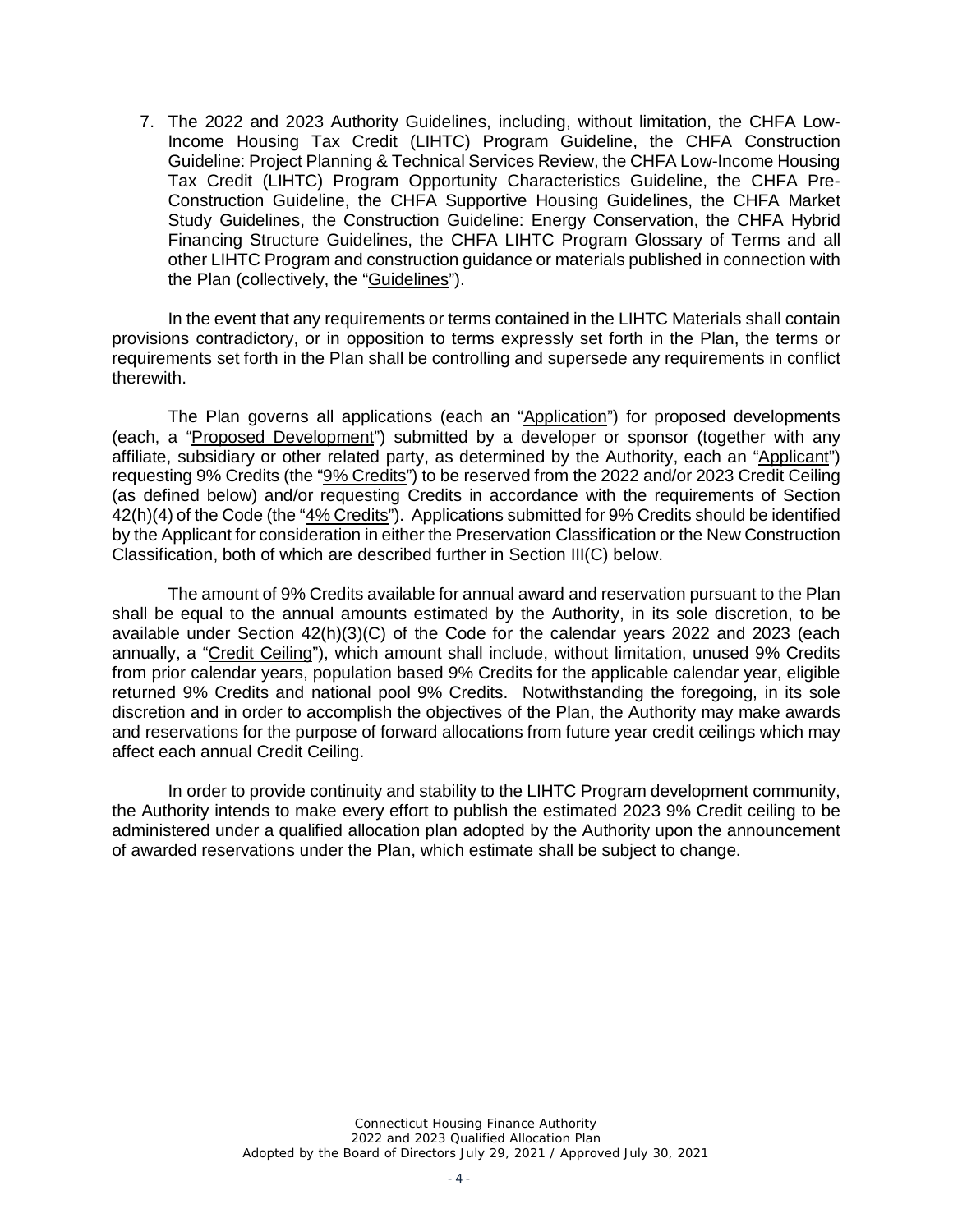7. The 2022 and 2023 Authority Guidelines, including, without limitation, the CHFA Low-Income Housing Tax Credit (LIHTC) Program Guideline, the CHFA Construction Guideline: Project Planning & Technical Services Review, the CHFA Low-Income Housing Tax Credit (LIHTC) Program Opportunity Characteristics Guideline, the CHFA Pre-Construction Guideline, the CHFA Supportive Housing Guidelines, the CHFA Market Study Guidelines, the Construction Guideline: Energy Conservation, the CHFA Hybrid Financing Structure Guidelines, the CHFA LIHTC Program Glossary of Terms and all other LIHTC Program and construction guidance or materials published in connection with the Plan (collectively, the "Guidelines").

In the event that any requirements or terms contained in the LIHTC Materials shall contain provisions contradictory, or in opposition to terms expressly set forth in the Plan, the terms or requirements set forth in the Plan shall be controlling and supersede any requirements in conflict therewith.

The Plan governs all applications (each an "Application") for proposed developments (each, a "Proposed Development") submitted by a developer or sponsor (together with any affiliate, subsidiary or other related party, as determined by the Authority, each an "Applicant") requesting 9% Credits (the "9% Credits") to be reserved from the 2022 and/or 2023 Credit Ceiling (as defined below) and/or requesting Credits in accordance with the requirements of Section 42(h)(4) of the Code (the "4% Credits"). Applications submitted for 9% Credits should be identified by the Applicant for consideration in either the Preservation Classification or the New Construction Classification, both of which are described further in Section III(C) below.

The amount of 9% Credits available for annual award and reservation pursuant to the Plan shall be equal to the annual amounts estimated by the Authority, in its sole discretion, to be available under Section 42(h)(3)(C) of the Code for the calendar years 2022 and 2023 (each annually, a "Credit Ceiling"), which amount shall include, without limitation, unused 9% Credits from prior calendar years, population based 9% Credits for the applicable calendar year, eligible returned 9% Credits and national pool 9% Credits. Notwithstanding the foregoing, in its sole discretion and in order to accomplish the objectives of the Plan, the Authority may make awards and reservations for the purpose of forward allocations from future year credit ceilings which may affect each annual Credit Ceiling.

In order to provide continuity and stability to the LIHTC Program development community, the Authority intends to make every effort to publish the estimated 2023 9% Credit ceiling to be administered under a qualified allocation plan adopted by the Authority upon the announcement of awarded reservations under the Plan, which estimate shall be subject to change.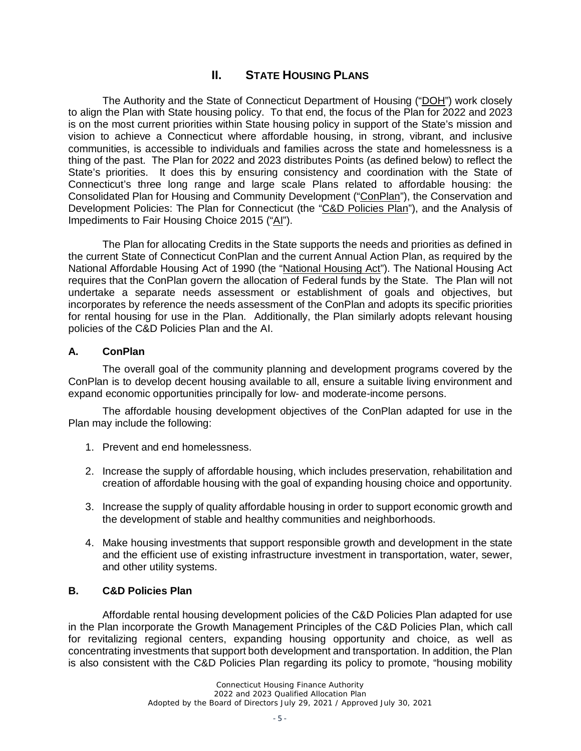## II. State Housing Plans

The Authority and the State of Connecticut Department of Housing ("DOH") work closely to align the Plan with State housing policy. To that end, the focus of the Plan for 2022 and 2023 is on the most current priorities within State housing policy in support of the State's mission and vision to achieve a Connecticut where affordable housing, in strong, vibrant, and inclusive communities, is accessible to individuals and families across the state and homelessness is a thing of the past. The Plan for 2022 and 2023 distributes Points (as defined below) to reflect the State's priorities. It does this by ensuring consistency and coordination with the State of Connecticut's three long range and large scale Plans related to affordable housing: the Consolidated Plan for Housing and Community Development ("ConPlan"), the Conservation and Development Policies: The Plan for Connecticut (the "C&D Policies Plan"), and the Analysis of Impediments to Fair Housing Choice 2015 ("AI").

The Plan for allocating Credits in the State supports the needs and priorities as defined in the current State of Connecticut ConPlan and the current Annual Action Plan, as required by the National Affordable Housing Act of 1990 (the "National Housing Act"). The National Housing Act requires that the ConPlan govern the allocation of Federal funds by the State. The Plan will not undertake a separate needs assessment or establishment of goals and objectives, but incorporates by reference the needs assessment of the ConPlan and adopts its specific priorities for rental housing for use in the Plan. Additionally, the Plan similarly adopts relevant housing policies of the C&D Policies Plan and the AI.

### A. ConPlan

The overall goal of the community planning and development programs covered by the ConPlan is to develop decent housing available to all, ensure a suitable living environment and expand economic opportunities principally for low- and moderate-income persons.

The affordable housing development objectives of the ConPlan adapted for use in the Plan may include the following:

1. Prevent and end homelessness.
2. Increase the supply of affordable housing, which includes preservation, rehabilitation and creation of affordable housing with the goal of expanding housing choice and opportunity.
3. Increase the supply of quality affordable housing in order to support economic growth and the development of stable and healthy communities and neighborhoods.
4. Make housing investments that support responsible growth and development in the state and the efficient use of existing infrastructure investment in transportation, water, sewer, and other utility systems.

### B. C&D Policies Plan

Affordable rental housing development policies of the C&D Policies Plan adapted for use in the Plan incorporate the Growth Management Principles of the C&D Policies Plan, which call for revitalizing regional centers, expanding housing opportunity and choice, as well as concentrating investments that support both development and transportation. In addition, the Plan is also consistent with the C&D Policies Plan regarding its policy to promote, "housing mobility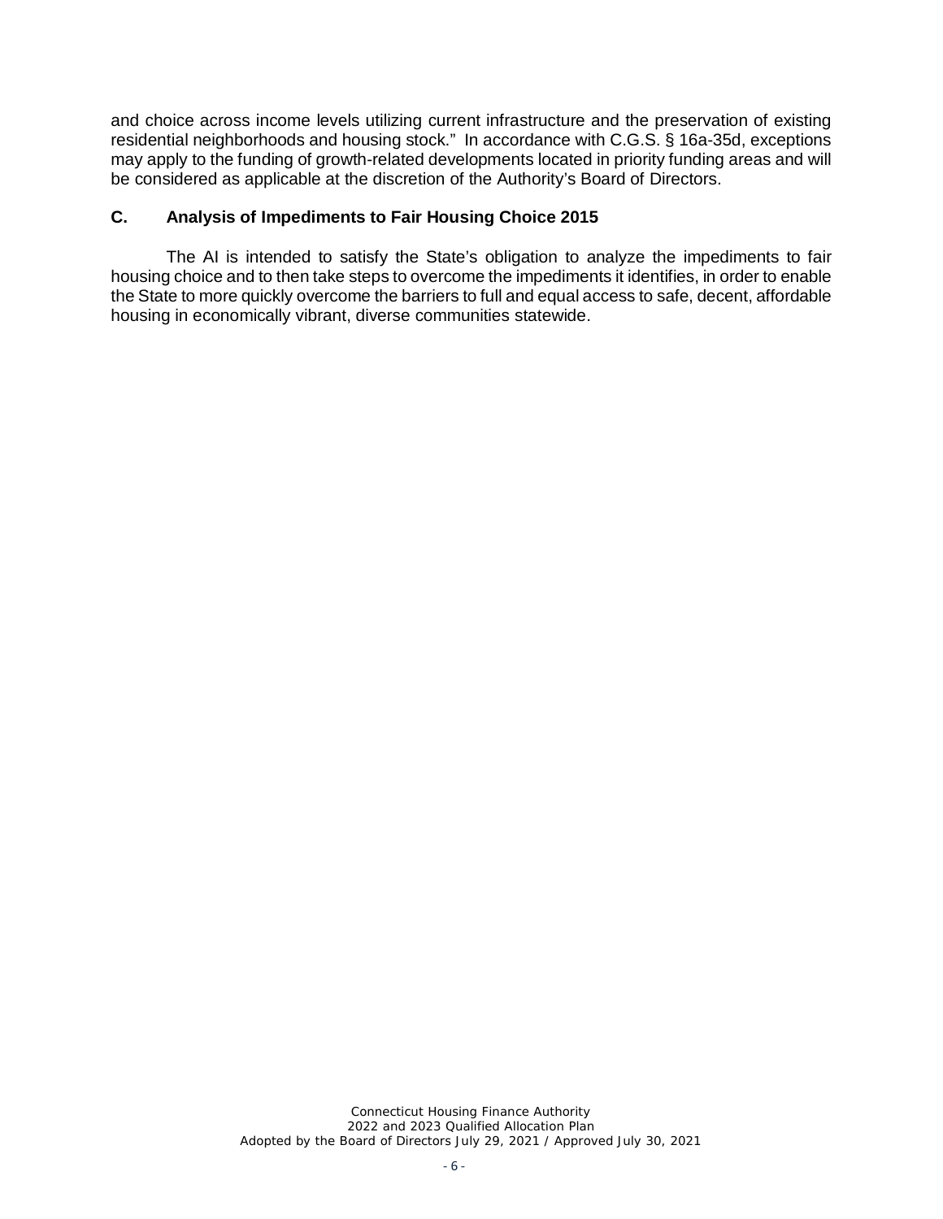and choice across income levels utilizing current infrastructure and the preservation of existing residential neighborhoods and housing stock." In accordance with C.G.S. § 16a-35d, exceptions may apply to the funding of growth-related developments located in priority funding areas and will be considered as applicable at the discretion of the Authority's Board of Directors.

### C. Analysis of Impediments to Fair Housing Choice 2015

The AI is intended to satisfy the State's obligation to analyze the impediments to fair housing choice and to then take steps to overcome the impediments it identifies, in order to enable the State to more quickly overcome the barriers to full and equal access to safe, decent, affordable housing in economically vibrant, diverse communities statewide.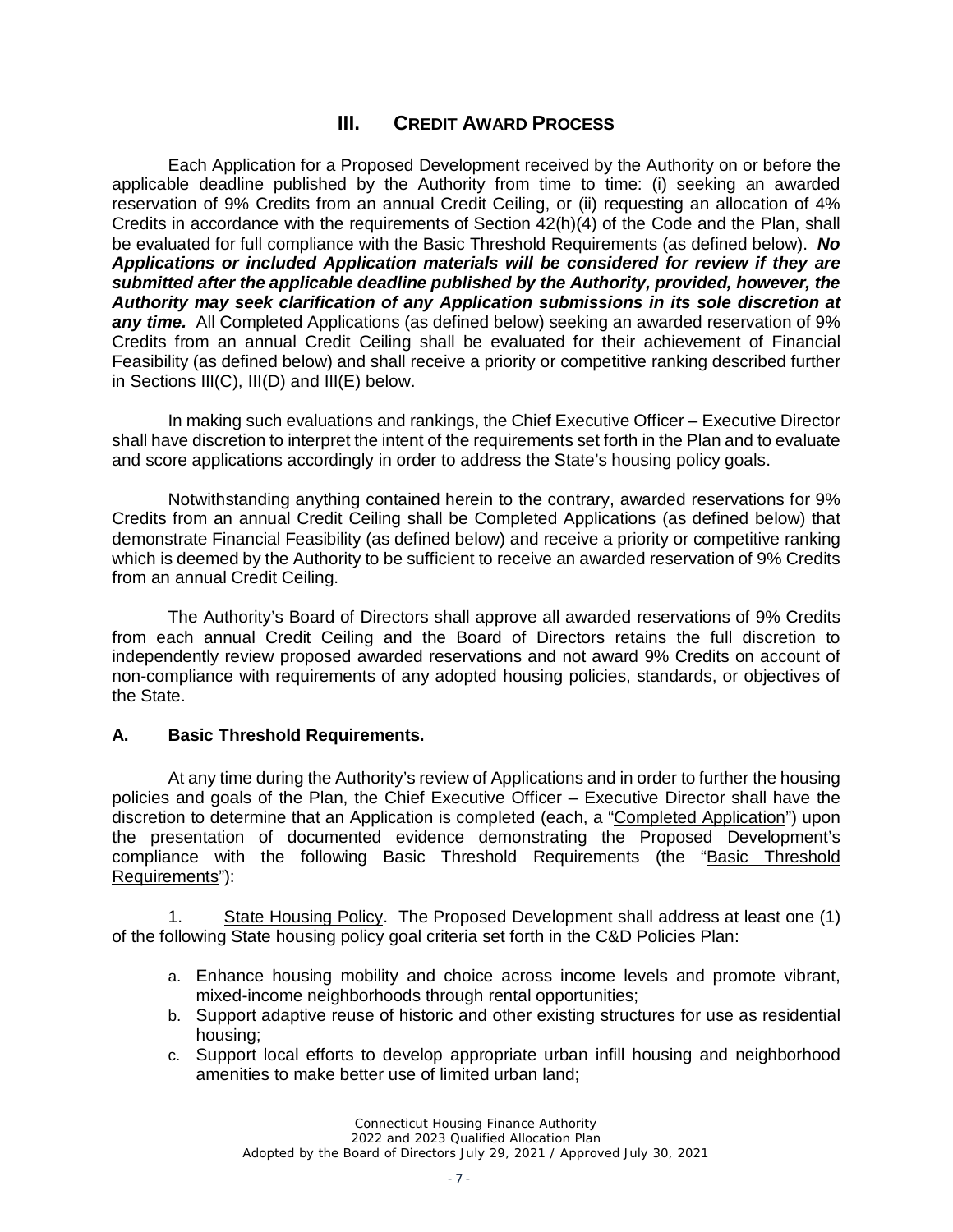## III. CREDIT AWARD PROCESS

Each Application for a Proposed Development received by the Authority on or before the applicable deadline published by the Authority from time to time: (i) seeking an awarded reservation of 9% Credits from an annual Credit Ceiling, or (ii) requesting an allocation of 4% Credits in accordance with the requirements of Section 42(h)(4) of the Code and the Plan, shall be evaluated for full compliance with the Basic Threshold Requirements (as defined below). ***No Applications or included Application materials will be considered for review if they are submitted after the applicable deadline published by the Authority, provided, however, the Authority may seek clarification of any Application submissions in its sole discretion at any time.*** All Completed Applications (as defined below) seeking an awarded reservation of 9% Credits from an annual Credit Ceiling shall be evaluated for their achievement of Financial Feasibility (as defined below) and shall receive a priority or competitive ranking described further in Sections III(C), III(D) and III(E) below.

In making such evaluations and rankings, the Chief Executive Officer – Executive Director shall have discretion to interpret the intent of the requirements set forth in the Plan and to evaluate and score applications accordingly in order to address the State's housing policy goals.

Notwithstanding anything contained herein to the contrary, awarded reservations for 9% Credits from an annual Credit Ceiling shall be Completed Applications (as defined below) that demonstrate Financial Feasibility (as defined below) and receive a priority or competitive ranking which is deemed by the Authority to be sufficient to receive an awarded reservation of 9% Credits from an annual Credit Ceiling.

The Authority's Board of Directors shall approve all awarded reservations of 9% Credits from each annual Credit Ceiling and the Board of Directors retains the full discretion to independently review proposed awarded reservations and not award 9% Credits on account of non-compliance with requirements of any adopted housing policies, standards, or objectives of the State.

### A. Basic Threshold Requirements.

At any time during the Authority's review of Applications and in order to further the housing policies and goals of the Plan, the Chief Executive Officer – Executive Director shall have the discretion to determine that an Application is completed (each, a "Completed Application") upon the presentation of documented evidence demonstrating the Proposed Development's compliance with the following Basic Threshold Requirements (the "Basic Threshold Requirements"):

1. State Housing Policy. The Proposed Development shall address at least one (1) of the following State housing policy goal criteria set forth in the C&D Policies Plan:

   a. Enhance housing mobility and choice across income levels and promote vibrant, mixed-income neighborhoods through rental opportunities;
   b. Support adaptive reuse of historic and other existing structures for use as residential housing;
   c. Support local efforts to develop appropriate urban infill housing and neighborhood amenities to make better use of limited urban land;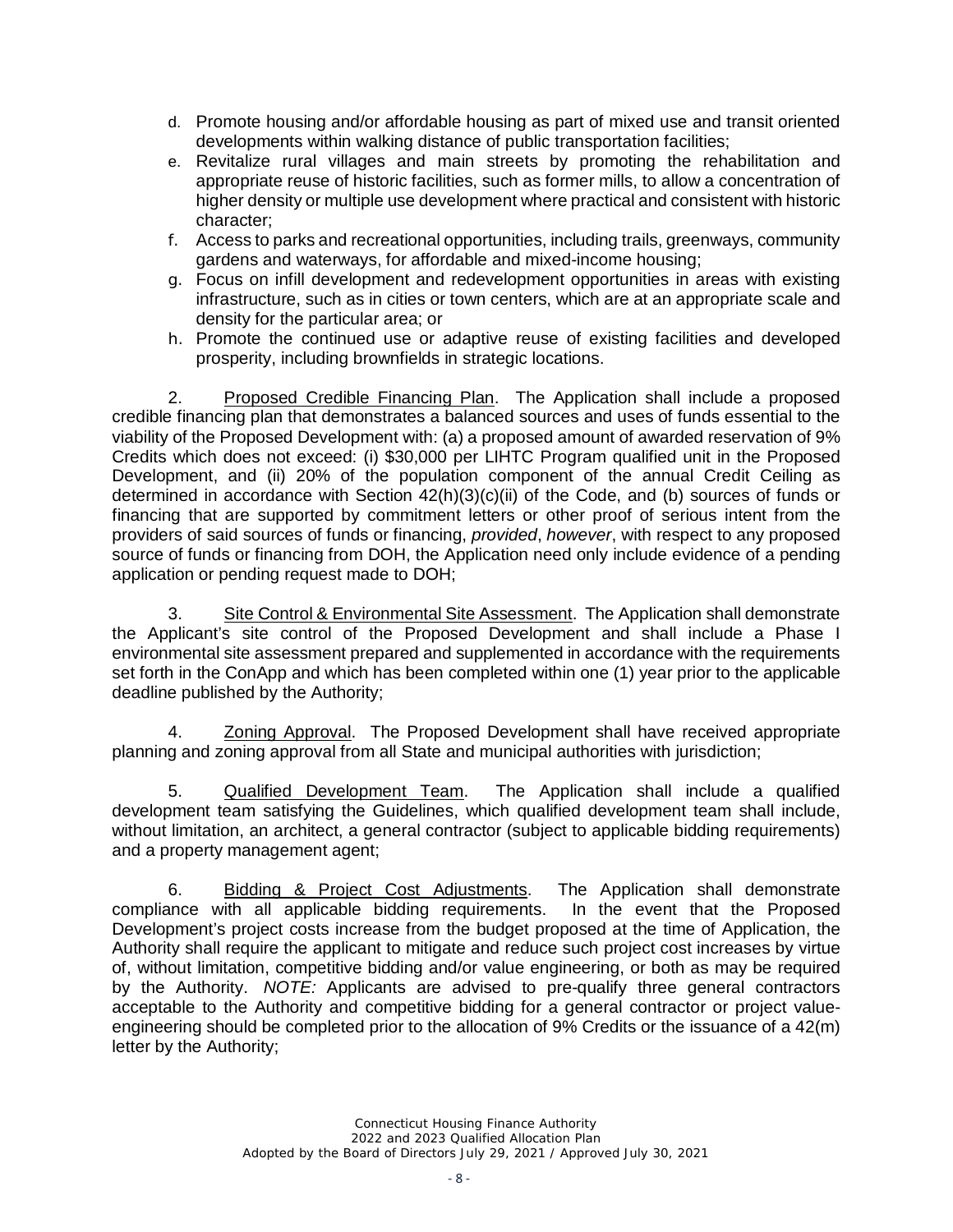d. Promote housing and/or affordable housing as part of mixed use and transit oriented developments within walking distance of public transportation facilities;
e. Revitalize rural villages and main streets by promoting the rehabilitation and appropriate reuse of historic facilities, such as former mills, to allow a concentration of higher density or multiple use development where practical and consistent with historic character;
f. Access to parks and recreational opportunities, including trails, greenways, community gardens and waterways, for affordable and mixed-income housing;
g. Focus on infill development and redevelopment opportunities in areas with existing infrastructure, such as in cities or town centers, which are at an appropriate scale and density for the particular area; or
h. Promote the continued use or adaptive reuse of existing facilities and developed prosperity, including brownfields in strategic locations.

2. Proposed Credible Financing Plan. The Application shall include a proposed credible financing plan that demonstrates a balanced sources and uses of funds essential to the viability of the Proposed Development with: (a) a proposed amount of awarded reservation of 9% Credits which does not exceed: (i) \$30,000 per LIHTC Program qualified unit in the Proposed Development, and (ii) 20% of the population component of the annual Credit Ceiling as determined in accordance with Section 42(h)(3)(c)(ii) of the Code, and (b) sources of funds or financing that are supported by commitment letters or other proof of serious intent from the providers of said sources of funds or financing, *provided*, *however*, with respect to any proposed source of funds or financing from DOH, the Application need only include evidence of a pending application or pending request made to DOH;

3. Site Control & Environmental Site Assessment. The Application shall demonstrate the Applicant's site control of the Proposed Development and shall include a Phase I environmental site assessment prepared and supplemented in accordance with the requirements set forth in the ConApp and which has been completed within one (1) year prior to the applicable deadline published by the Authority;

4. Zoning Approval. The Proposed Development shall have received appropriate planning and zoning approval from all State and municipal authorities with jurisdiction;

5. Qualified Development Team. The Application shall include a qualified development team satisfying the Guidelines, which qualified development team shall include, without limitation, an architect, a general contractor (subject to applicable bidding requirements) and a property management agent;

6. Bidding & Project Cost Adjustments. The Application shall demonstrate compliance with all applicable bidding requirements. In the event that the Proposed Development's project costs increase from the budget proposed at the time of Application, the Authority shall require the applicant to mitigate and reduce such project cost increases by virtue of, without limitation, competitive bidding and/or value engineering, or both as may be required by the Authority. *NOTE:* Applicants are advised to pre-qualify three general contractors acceptable to the Authority and competitive bidding for a general contractor or project value-engineering should be completed prior to the allocation of 9% Credits or the issuance of a 42(m) letter by the Authority;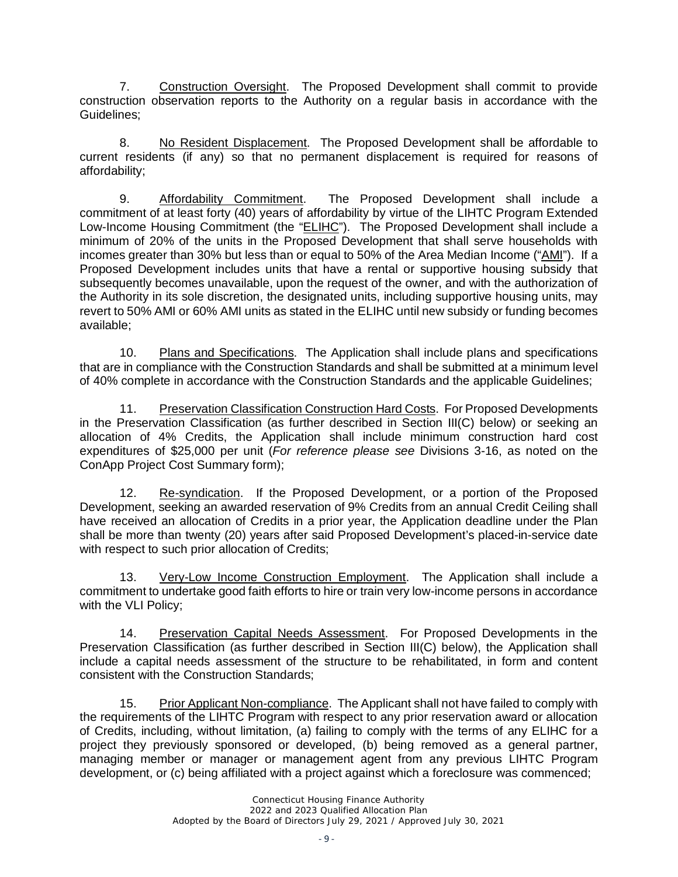7. Construction Oversight. The Proposed Development shall commit to provide construction observation reports to the Authority on a regular basis in accordance with the Guidelines;

8. No Resident Displacement. The Proposed Development shall be affordable to current residents (if any) so that no permanent displacement is required for reasons of affordability;

9. Affordability Commitment. The Proposed Development shall include a commitment of at least forty (40) years of affordability by virtue of the LIHTC Program Extended Low-Income Housing Commitment (the "ELIHC"). The Proposed Development shall include a minimum of 20% of the units in the Proposed Development that shall serve households with incomes greater than 30% but less than or equal to 50% of the Area Median Income ("AMI"). If a Proposed Development includes units that have a rental or supportive housing subsidy that subsequently becomes unavailable, upon the request of the owner, and with the authorization of the Authority in its sole discretion, the designated units, including supportive housing units, may revert to 50% AMI or 60% AMI units as stated in the ELIHC until new subsidy or funding becomes available;

10. Plans and Specifications. The Application shall include plans and specifications that are in compliance with the Construction Standards and shall be submitted at a minimum level of 40% complete in accordance with the Construction Standards and the applicable Guidelines;

11. Preservation Classification Construction Hard Costs. For Proposed Developments in the Preservation Classification (as further described in Section III(C) below) or seeking an allocation of 4% Credits, the Application shall include minimum construction hard cost expenditures of $25,000 per unit (*For reference please see* Divisions 3-16, as noted on the ConApp Project Cost Summary form);

12. Re-syndication. If the Proposed Development, or a portion of the Proposed Development, seeking an awarded reservation of 9% Credits from an annual Credit Ceiling shall have received an allocation of Credits in a prior year, the Application deadline under the Plan shall be more than twenty (20) years after said Proposed Development's placed-in-service date with respect to such prior allocation of Credits;

13. Very-Low Income Construction Employment. The Application shall include a commitment to undertake good faith efforts to hire or train very low-income persons in accordance with the VLI Policy;

14. Preservation Capital Needs Assessment. For Proposed Developments in the Preservation Classification (as further described in Section III(C) below), the Application shall include a capital needs assessment of the structure to be rehabilitated, in form and content consistent with the Construction Standards;

15. Prior Applicant Non-compliance. The Applicant shall not have failed to comply with the requirements of the LIHTC Program with respect to any prior reservation award or allocation of Credits, including, without limitation, (a) failing to comply with the terms of any ELIHC for a project they previously sponsored or developed, (b) being removed as a general partner, managing member or manager or management agent from any previous LIHTC Program development, or (c) being affiliated with a project against which a foreclosure was commenced;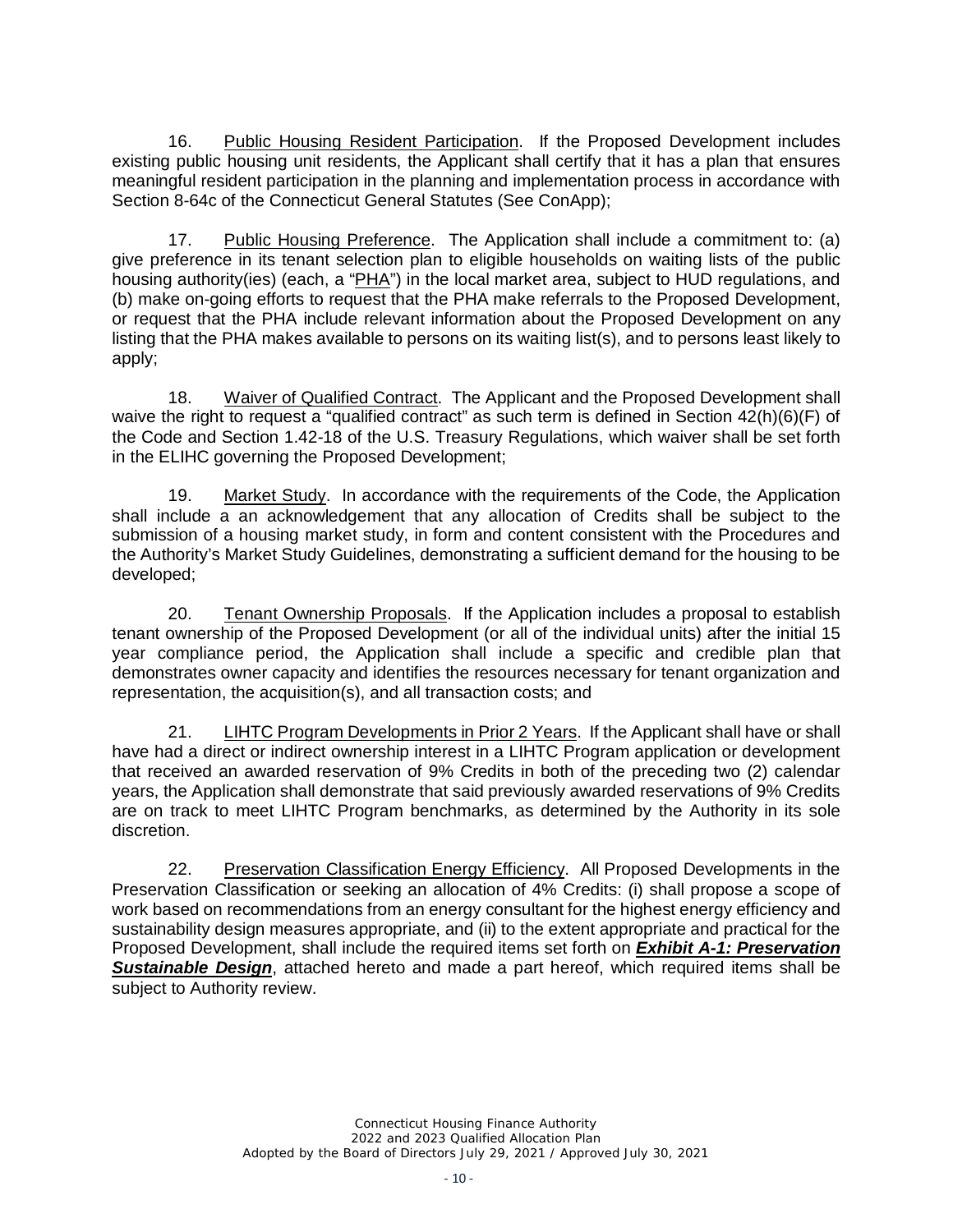16. Public Housing Resident Participation. If the Proposed Development includes existing public housing unit residents, the Applicant shall certify that it has a plan that ensures meaningful resident participation in the planning and implementation process in accordance with Section 8-64c of the Connecticut General Statutes (See ConApp);

17. Public Housing Preference. The Application shall include a commitment to: (a) give preference in its tenant selection plan to eligible households on waiting lists of the public housing authority(ies) (each, a "PHA") in the local market area, subject to HUD regulations, and (b) make on-going efforts to request that the PHA make referrals to the Proposed Development, or request that the PHA include relevant information about the Proposed Development on any listing that the PHA makes available to persons on its waiting list(s), and to persons least likely to apply;

18. Waiver of Qualified Contract. The Applicant and the Proposed Development shall waive the right to request a "qualified contract" as such term is defined in Section 42(h)(6)(F) of the Code and Section 1.42-18 of the U.S. Treasury Regulations, which waiver shall be set forth in the ELIHC governing the Proposed Development;

19. Market Study. In accordance with the requirements of the Code, the Application shall include a an acknowledgement that any allocation of Credits shall be subject to the submission of a housing market study, in form and content consistent with the Procedures and the Authority's Market Study Guidelines, demonstrating a sufficient demand for the housing to be developed;

20. Tenant Ownership Proposals. If the Application includes a proposal to establish tenant ownership of the Proposed Development (or all of the individual units) after the initial 15 year compliance period, the Application shall include a specific and credible plan that demonstrates owner capacity and identifies the resources necessary for tenant organization and representation, the acquisition(s), and all transaction costs; and

21. LIHTC Program Developments in Prior 2 Years. If the Applicant shall have or shall have had a direct or indirect ownership interest in a LIHTC Program application or development that received an awarded reservation of 9% Credits in both of the preceding two (2) calendar years, the Application shall demonstrate that said previously awarded reservations of 9% Credits are on track to meet LIHTC Program benchmarks, as determined by the Authority in its sole discretion.

22. Preservation Classification Energy Efficiency. All Proposed Developments in the Preservation Classification or seeking an allocation of 4% Credits: (i) shall propose a scope of work based on recommendations from an energy consultant for the highest energy efficiency and sustainability design measures appropriate, and (ii) to the extent appropriate and practical for the Proposed Development, shall include the required items set forth on ***Exhibit A-1: Preservation Sustainable Design***, attached hereto and made a part hereof, which required items shall be subject to Authority review.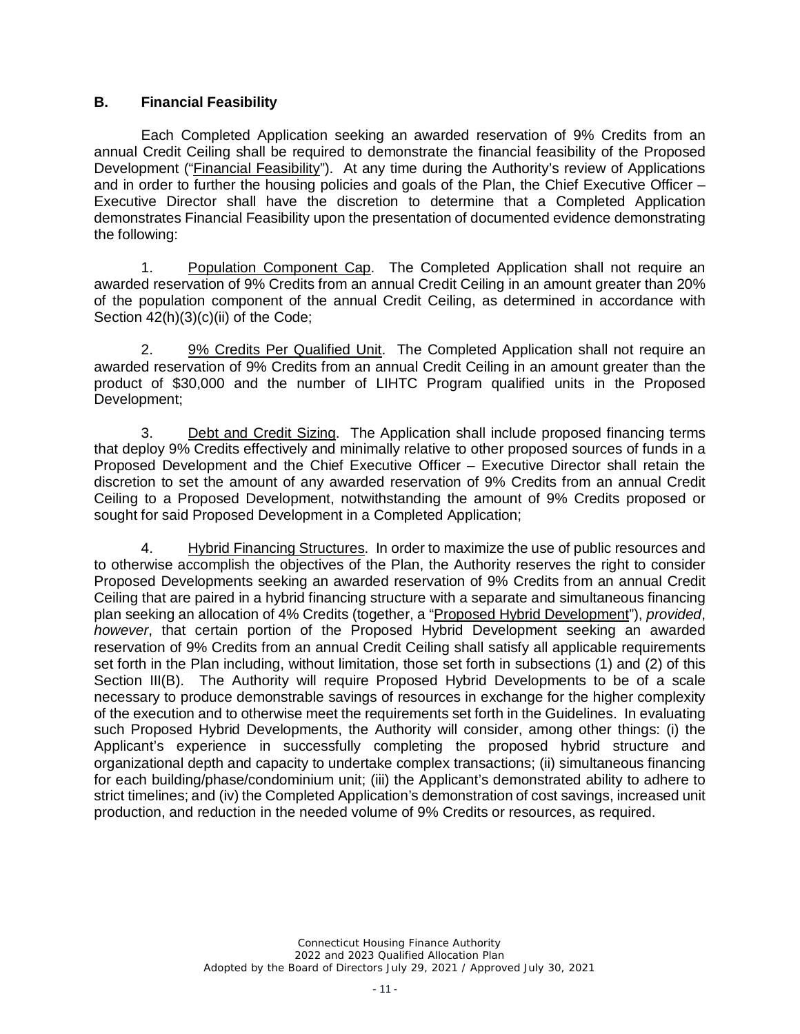### B. Financial Feasibility

Each Completed Application seeking an awarded reservation of 9% Credits from an annual Credit Ceiling shall be required to demonstrate the financial feasibility of the Proposed Development ("Financial Feasibility"). At any time during the Authority's review of Applications and in order to further the housing policies and goals of the Plan, the Chief Executive Officer – Executive Director shall have the discretion to determine that a Completed Application demonstrates Financial Feasibility upon the presentation of documented evidence demonstrating the following:

1. Population Component Cap. The Completed Application shall not require an awarded reservation of 9% Credits from an annual Credit Ceiling in an amount greater than 20% of the population component of the annual Credit Ceiling, as determined in accordance with Section 42(h)(3)(c)(ii) of the Code;

2. 9% Credits Per Qualified Unit. The Completed Application shall not require an awarded reservation of 9% Credits from an annual Credit Ceiling in an amount greater than the product of $30,000 and the number of LIHTC Program qualified units in the Proposed Development;

3. Debt and Credit Sizing. The Application shall include proposed financing terms that deploy 9% Credits effectively and minimally relative to other proposed sources of funds in a Proposed Development and the Chief Executive Officer – Executive Director shall retain the discretion to set the amount of any awarded reservation of 9% Credits from an annual Credit Ceiling to a Proposed Development, notwithstanding the amount of 9% Credits proposed or sought for said Proposed Development in a Completed Application;

4. Hybrid Financing Structures. In order to maximize the use of public resources and to otherwise accomplish the objectives of the Plan, the Authority reserves the right to consider Proposed Developments seeking an awarded reservation of 9% Credits from an annual Credit Ceiling that are paired in a hybrid financing structure with a separate and simultaneous financing plan seeking an allocation of 4% Credits (together, a "Proposed Hybrid Development"), *provided*, *however*, that certain portion of the Proposed Hybrid Development seeking an awarded reservation of 9% Credits from an annual Credit Ceiling shall satisfy all applicable requirements set forth in the Plan including, without limitation, those set forth in subsections (1) and (2) of this Section III(B). The Authority will require Proposed Hybrid Developments to be of a scale necessary to produce demonstrable savings of resources in exchange for the higher complexity of the execution and to otherwise meet the requirements set forth in the Guidelines. In evaluating such Proposed Hybrid Developments, the Authority will consider, among other things: (i) the Applicant's experience in successfully completing the proposed hybrid structure and organizational depth and capacity to undertake complex transactions; (ii) simultaneous financing for each building/phase/condominium unit; (iii) the Applicant's demonstrated ability to adhere to strict timelines; and (iv) the Completed Application's demonstration of cost savings, increased unit production, and reduction in the needed volume of 9% Credits or resources, as required.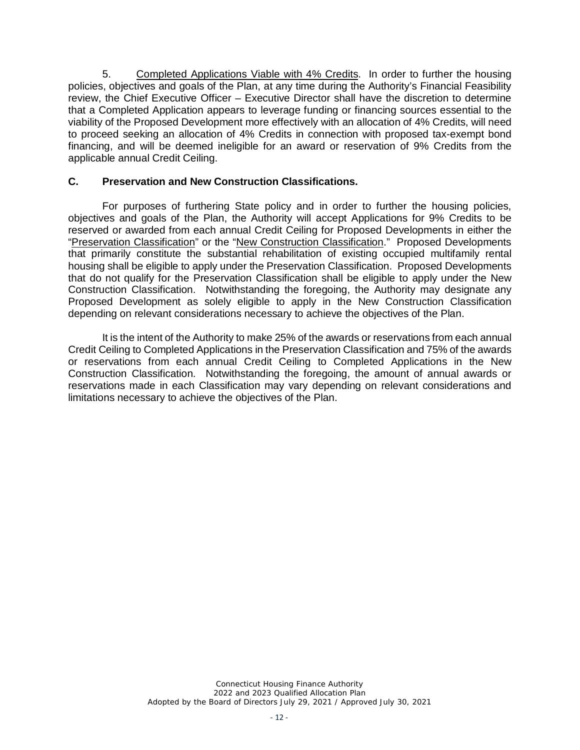5. Completed Applications Viable with 4% Credits. In order to further the housing policies, objectives and goals of the Plan, at any time during the Authority's Financial Feasibility review, the Chief Executive Officer – Executive Director shall have the discretion to determine that a Completed Application appears to leverage funding or financing sources essential to the viability of the Proposed Development more effectively with an allocation of 4% Credits, will need to proceed seeking an allocation of 4% Credits in connection with proposed tax-exempt bond financing, and will be deemed ineligible for an award or reservation of 9% Credits from the applicable annual Credit Ceiling.

### C. Preservation and New Construction Classifications.

For purposes of furthering State policy and in order to further the housing policies, objectives and goals of the Plan, the Authority will accept Applications for 9% Credits to be reserved or awarded from each annual Credit Ceiling for Proposed Developments in either the "Preservation Classification" or the "New Construction Classification." Proposed Developments that primarily constitute the substantial rehabilitation of existing occupied multifamily rental housing shall be eligible to apply under the Preservation Classification. Proposed Developments that do not qualify for the Preservation Classification shall be eligible to apply under the New Construction Classification. Notwithstanding the foregoing, the Authority may designate any Proposed Development as solely eligible to apply in the New Construction Classification depending on relevant considerations necessary to achieve the objectives of the Plan.

It is the intent of the Authority to make 25% of the awards or reservations from each annual Credit Ceiling to Completed Applications in the Preservation Classification and 75% of the awards or reservations from each annual Credit Ceiling to Completed Applications in the New Construction Classification. Notwithstanding the foregoing, the amount of annual awards or reservations made in each Classification may vary depending on relevant considerations and limitations necessary to achieve the objectives of the Plan.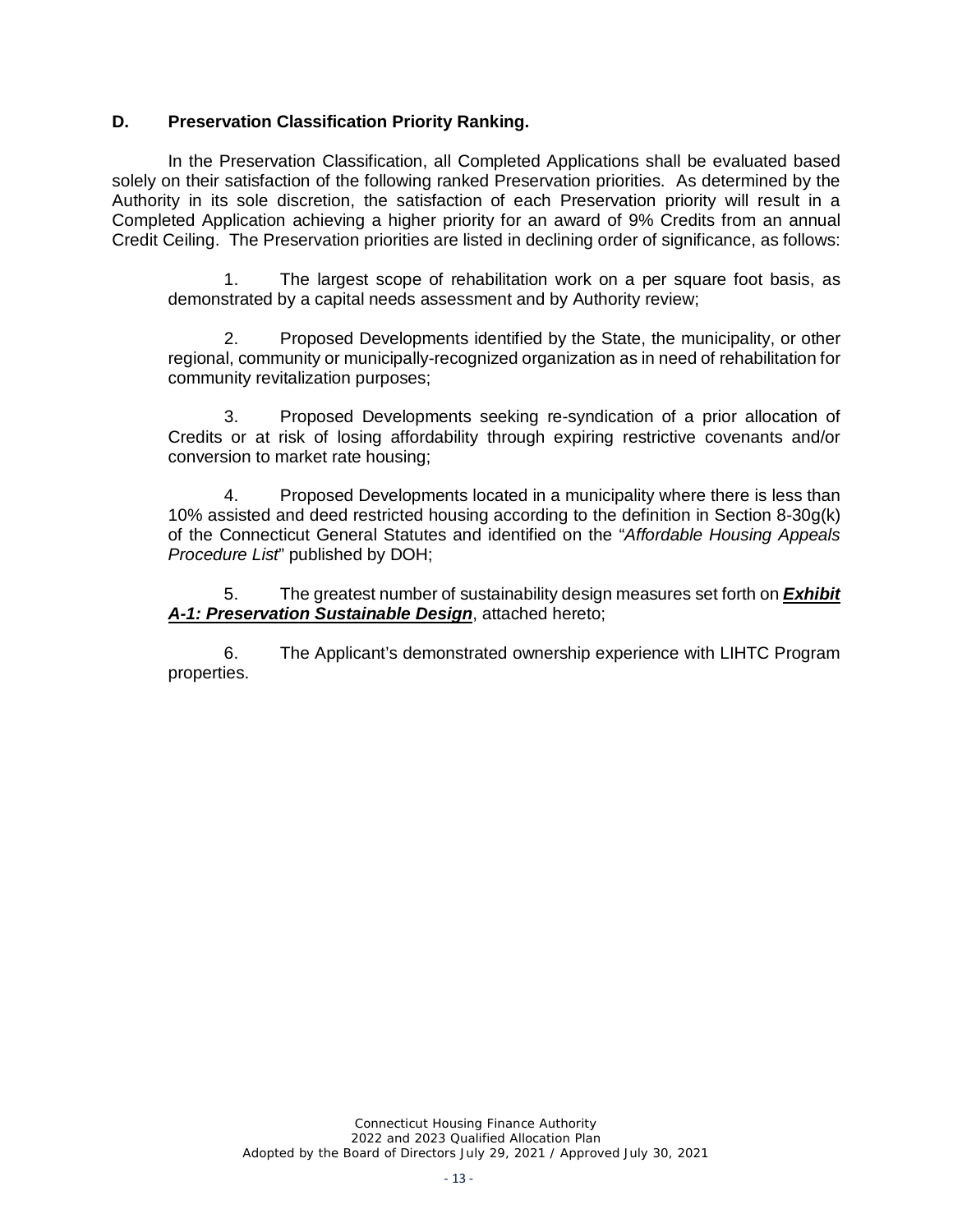### D. Preservation Classification Priority Ranking.

In the Preservation Classification, all Completed Applications shall be evaluated based solely on their satisfaction of the following ranked Preservation priorities. As determined by the Authority in its sole discretion, the satisfaction of each Preservation priority will result in a Completed Application achieving a higher priority for an award of 9% Credits from an annual Credit Ceiling. The Preservation priorities are listed in declining order of significance, as follows:

1. The largest scope of rehabilitation work on a per square foot basis, as demonstrated by a capital needs assessment and by Authority review;

2. Proposed Developments identified by the State, the municipality, or other regional, community or municipally-recognized organization as in need of rehabilitation for community revitalization purposes;

3. Proposed Developments seeking re-syndication of a prior allocation of Credits or at risk of losing affordability through expiring restrictive covenants and/or conversion to market rate housing;

4. Proposed Developments located in a municipality where there is less than 10% assisted and deed restricted housing according to the definition in Section 8-30g(k) of the Connecticut General Statutes and identified on the "*Affordable Housing Appeals Procedure List*" published by DOH;

5. The greatest number of sustainability design measures set forth on ***Exhibit A-1: Preservation Sustainable Design***, attached hereto;

6. The Applicant's demonstrated ownership experience with LIHTC Program properties.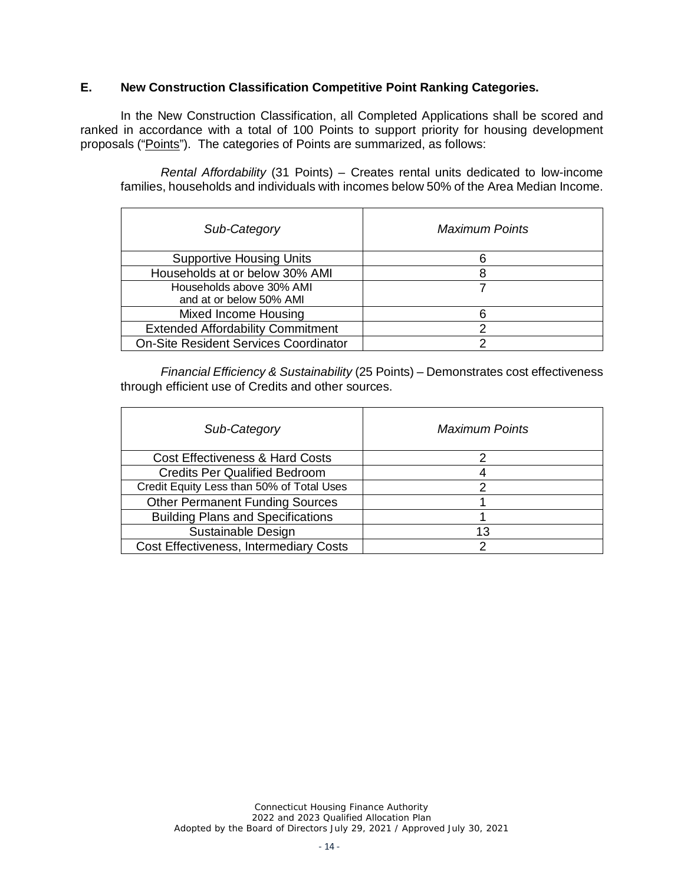## E. New Construction Classification Competitive Point Ranking Categories.

In the New Construction Classification, all Completed Applications shall be scored and ranked in accordance with a total of 100 Points to support priority for housing development proposals ("Points"). The categories of Points are summarized, as follows:

*Rental Affordability* (31 Points) – Creates rental units dedicated to low-income families, households and individuals with incomes below 50% of the Area Median Income.

| *Sub-Category* | *Maximum Points* |
|---|---|
| Supportive Housing Units | 6 |
| Households at or below 30% AMI | 8 |
| Households above 30% AMI and at or below 50% AMI | 7 |
| Mixed Income Housing | 6 |
| Extended Affordability Commitment | 2 |
| On-Site Resident Services Coordinator | 2 |

*Financial Efficiency & Sustainability* (25 Points) – Demonstrates cost effectiveness through efficient use of Credits and other sources.

| *Sub-Category* | *Maximum Points* |
|---|---|
| Cost Effectiveness & Hard Costs | 2 |
| Credits Per Qualified Bedroom | 4 |
| Credit Equity Less than 50% of Total Uses | 2 |
| Other Permanent Funding Sources | 1 |
| Building Plans and Specifications | 1 |
| Sustainable Design | 13 |
| Cost Effectiveness, Intermediary Costs | 2 |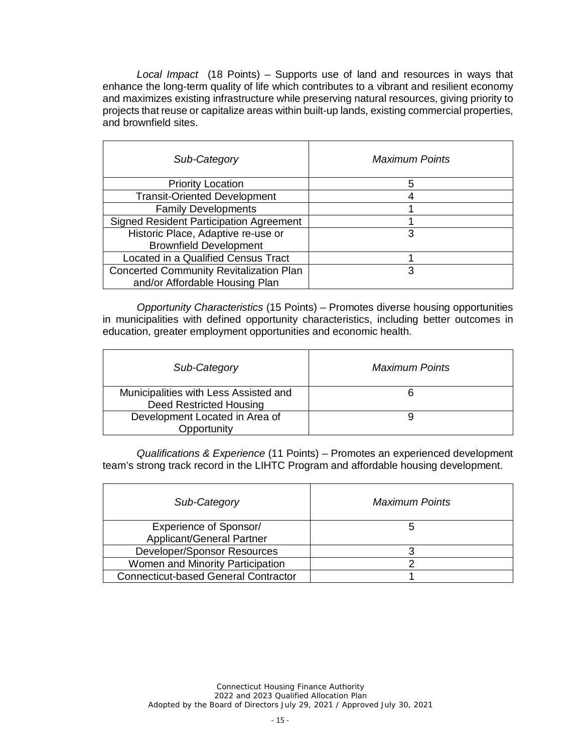*Local Impact* (18 Points) – Supports use of land and resources in ways that enhance the long-term quality of life which contributes to a vibrant and resilient economy and maximizes existing infrastructure while preserving natural resources, giving priority to projects that reuse or capitalize areas within built-up lands, existing commercial properties, and brownfield sites.

| *Sub-Category* | *Maximum Points* |
|---|---|
| Priority Location | 5 |
| Transit-Oriented Development | 4 |
| Family Developments | 1 |
| Signed Resident Participation Agreement | 1 |
| Historic Place, Adaptive re-use or Brownfield Development | 3 |
| Located in a Qualified Census Tract | 1 |
| Concerted Community Revitalization Plan and/or Affordable Housing Plan | 3 |

*Opportunity Characteristics* (15 Points) – Promotes diverse housing opportunities in municipalities with defined opportunity characteristics, including better outcomes in education, greater employment opportunities and economic health.

| *Sub-Category* | *Maximum Points* |
|---|---|
| Municipalities with Less Assisted and Deed Restricted Housing | 6 |
| Development Located in Area of Opportunity | 9 |

*Qualifications & Experience* (11 Points) – Promotes an experienced development team's strong track record in the LIHTC Program and affordable housing development.

| *Sub-Category* | *Maximum Points* |
|---|---|
| Experience of Sponsor/ Applicant/General Partner | 5 |
| Developer/Sponsor Resources | 3 |
| Women and Minority Participation | 2 |
| Connecticut-based General Contractor | 1 |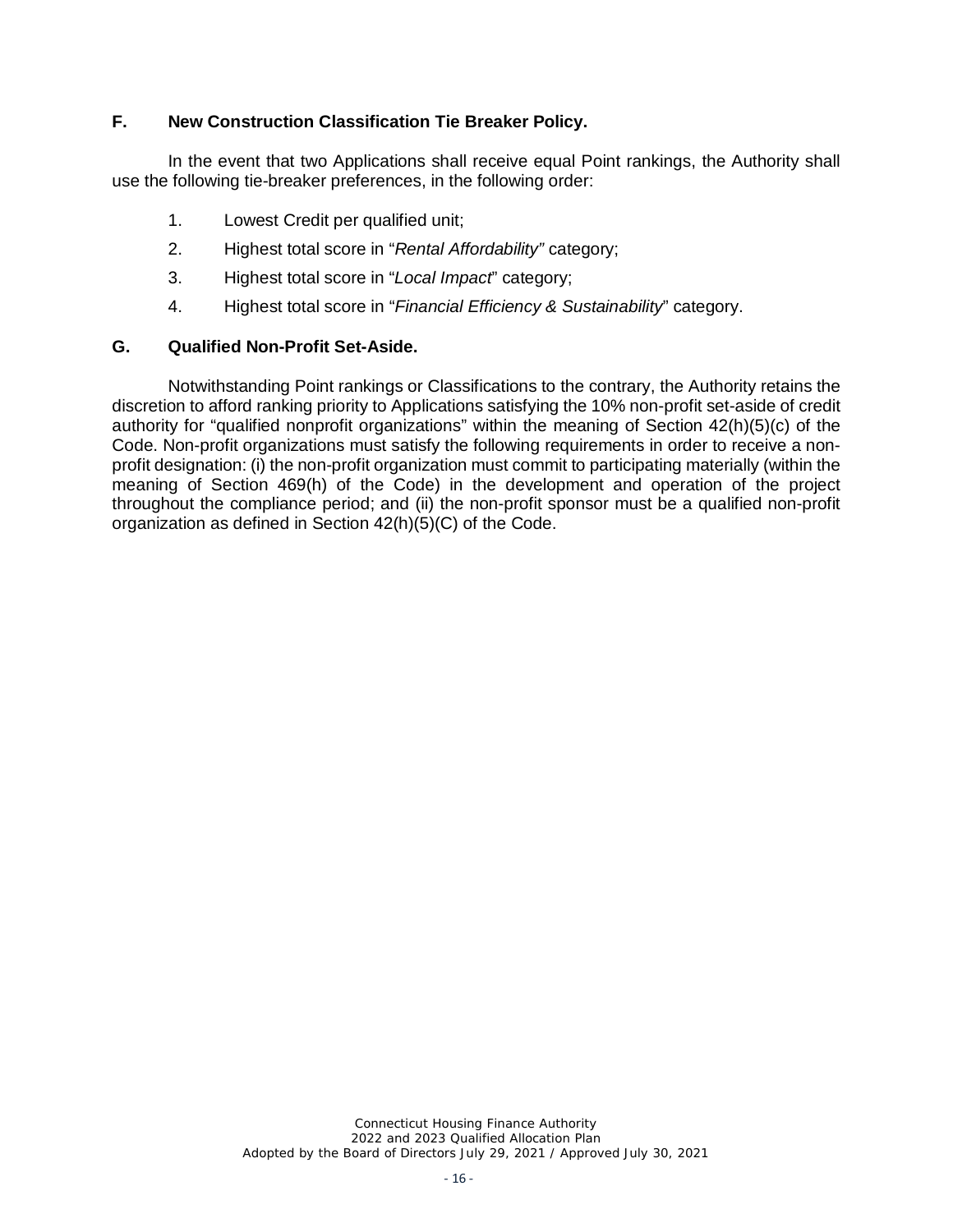### F. New Construction Classification Tie Breaker Policy.

In the event that two Applications shall receive equal Point rankings, the Authority shall use the following tie-breaker preferences, in the following order:

1. Lowest Credit per qualified unit;
2. Highest total score in "*Rental Affordability"* category;
3. Highest total score in "*Local Impact*" category;
4. Highest total score in "*Financial Efficiency & Sustainability*" category.

### G. Qualified Non-Profit Set-Aside.

Notwithstanding Point rankings or Classifications to the contrary, the Authority retains the discretion to afford ranking priority to Applications satisfying the 10% non-profit set-aside of credit authority for "qualified nonprofit organizations" within the meaning of Section 42(h)(5)(c) of the Code. Non-profit organizations must satisfy the following requirements in order to receive a non-profit designation: (i) the non-profit organization must commit to participating materially (within the meaning of Section 469(h) of the Code) in the development and operation of the project throughout the compliance period; and (ii) the non-profit sponsor must be a qualified non-profit organization as defined in Section 42(h)(5)(C) of the Code.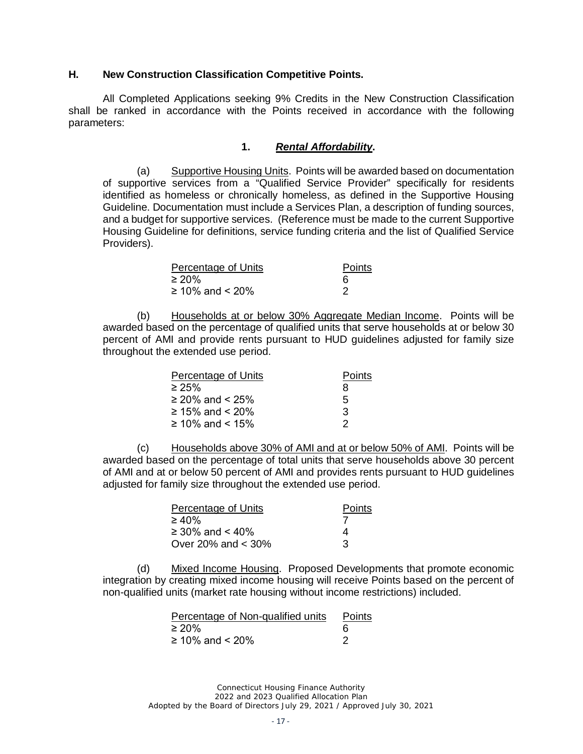## H. New Construction Classification Competitive Points.

All Completed Applications seeking 9% Credits in the New Construction Classification shall be ranked in accordance with the Points received in accordance with the following parameters:

### 1. ***Rental Affordability*.**

(a) Supportive Housing Units. Points will be awarded based on documentation of supportive services from a "Qualified Service Provider" specifically for residents identified as homeless or chronically homeless, as defined in the Supportive Housing Guideline. Documentation must include a Services Plan, a description of funding sources, and a budget for supportive services. (Reference must be made to the current Supportive Housing Guideline for definitions, service funding criteria and the list of Qualified Service Providers).

| Percentage of Units | Points |
|---|---|
| ≥ 20% | 6 |
| ≥ 10% and < 20% | 2 |

(b) Households at or below 30% Aggregate Median Income. Points will be awarded based on the percentage of qualified units that serve households at or below 30 percent of AMI and provide rents pursuant to HUD guidelines adjusted for family size throughout the extended use period.

| Percentage of Units | Points |
|---|---|
| ≥ 25% | 8 |
| ≥ 20% and < 25% | 5 |
| ≥ 15% and < 20% | 3 |
| ≥ 10% and < 15% | 2 |

(c) Households above 30% of AMI and at or below 50% of AMI. Points will be awarded based on the percentage of total units that serve households above 30 percent of AMI and at or below 50 percent of AMI and provides rents pursuant to HUD guidelines adjusted for family size throughout the extended use period.

| Percentage of Units | Points |
|---|---|
| ≥ 40% | 7 |
| ≥ 30% and < 40% | 4 |
| Over 20% and < 30% | 3 |

(d) Mixed Income Housing. Proposed Developments that promote economic integration by creating mixed income housing will receive Points based on the percent of non-qualified units (market rate housing without income restrictions) included.

| Percentage of Non-qualified units | Points |
|---|---|
| ≥ 20% | 6 |
| ≥ 10% and < 20% | 2 |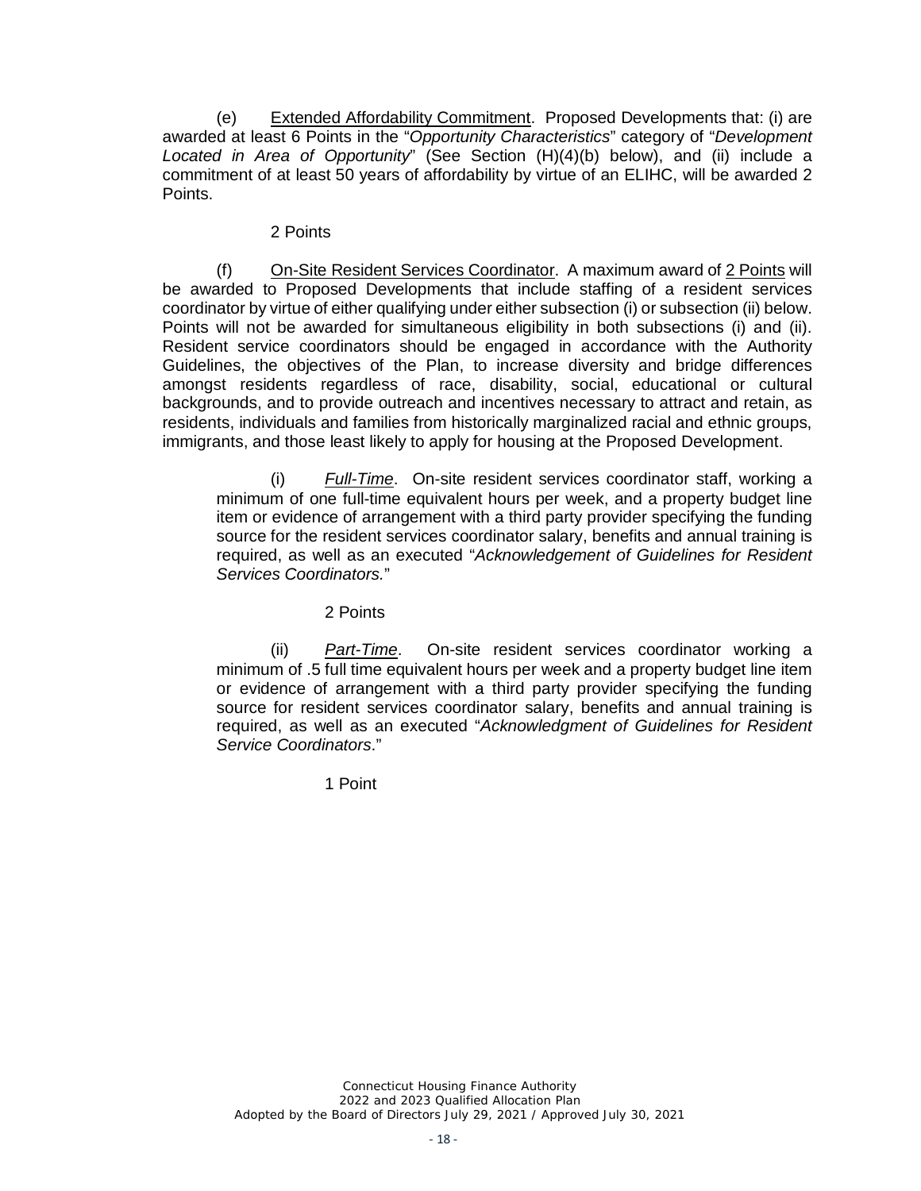(e) Extended Affordability Commitment. Proposed Developments that: (i) are awarded at least 6 Points in the "*Opportunity Characteristics*" category of "*Development Located in Area of Opportunity*" (See Section (H)(4)(b) below), and (ii) include a commitment of at least 50 years of affordability by virtue of an ELIHC, will be awarded 2 Points.

2 Points

(f) On-Site Resident Services Coordinator. A maximum award of 2 Points will be awarded to Proposed Developments that include staffing of a resident services coordinator by virtue of either qualifying under either subsection (i) or subsection (ii) below. Points will not be awarded for simultaneous eligibility in both subsections (i) and (ii). Resident service coordinators should be engaged in accordance with the Authority Guidelines, the objectives of the Plan, to increase diversity and bridge differences amongst residents regardless of race, disability, social, educational or cultural backgrounds, and to provide outreach and incentives necessary to attract and retain, as residents, individuals and families from historically marginalized racial and ethnic groups, immigrants, and those least likely to apply for housing at the Proposed Development.

(i) *Full-Time*. On-site resident services coordinator staff, working a minimum of one full-time equivalent hours per week, and a property budget line item or evidence of arrangement with a third party provider specifying the funding source for the resident services coordinator salary, benefits and annual training is required, as well as an executed "*Acknowledgement of Guidelines for Resident Services Coordinators.*"

2 Points

(ii) *Part-Time*. On-site resident services coordinator working a minimum of .5 full time equivalent hours per week and a property budget line item or evidence of arrangement with a third party provider specifying the funding source for resident services coordinator salary, benefits and annual training is required, as well as an executed "*Acknowledgment of Guidelines for Resident Service Coordinators*."

1 Point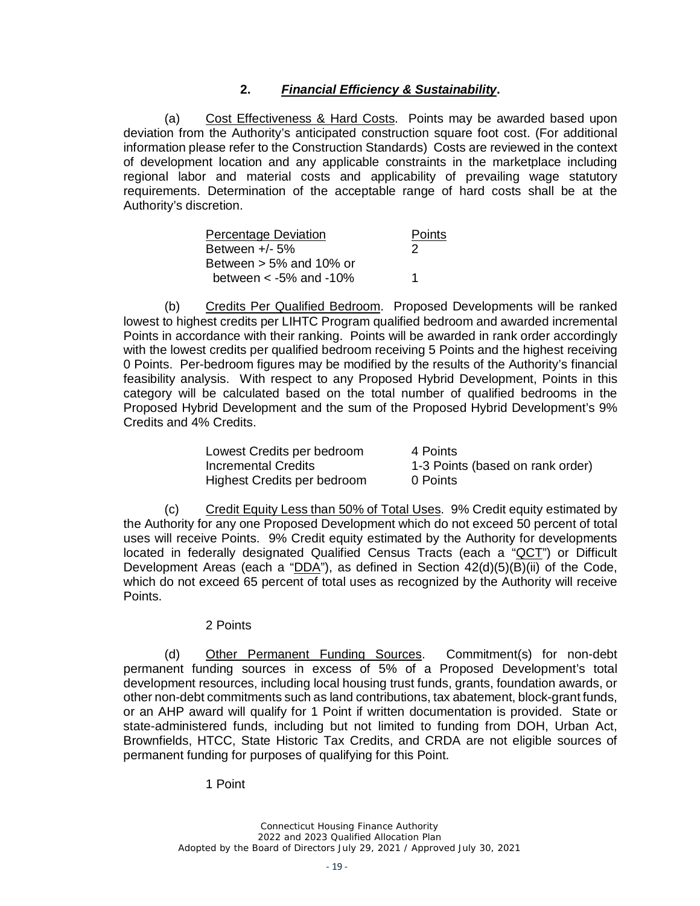## 2. ***Financial Efficiency & Sustainability*.**

(a) Cost Effectiveness & Hard Costs. Points may be awarded based upon deviation from the Authority's anticipated construction square foot cost. (For additional information please refer to the Construction Standards) Costs are reviewed in the context of development location and any applicable constraints in the marketplace including regional labor and material costs and applicability of prevailing wage statutory requirements. Determination of the acceptable range of hard costs shall be at the Authority's discretion.

| Percentage Deviation | Points |
| --- | --- |
| Between +/- 5% | 2 |
| Between > 5% and 10% or between < -5% and -10% | 1 |

(b) Credits Per Qualified Bedroom. Proposed Developments will be ranked lowest to highest credits per LIHTC Program qualified bedroom and awarded incremental Points in accordance with their ranking. Points will be awarded in rank order accordingly with the lowest credits per qualified bedroom receiving 5 Points and the highest receiving 0 Points. Per-bedroom figures may be modified by the results of the Authority's financial feasibility analysis. With respect to any Proposed Hybrid Development, Points in this category will be calculated based on the total number of qualified bedrooms in the Proposed Hybrid Development and the sum of the Proposed Hybrid Development's 9% Credits and 4% Credits.

| | |
| --- | --- |
| Lowest Credits per bedroom | 4 Points |
| Incremental Credits | 1-3 Points (based on rank order) |
| Highest Credits per bedroom | 0 Points |

(c) Credit Equity Less than 50% of Total Uses. 9% Credit equity estimated by the Authority for any one Proposed Development which do not exceed 50 percent of total uses will receive Points. 9% Credit equity estimated by the Authority for developments located in federally designated Qualified Census Tracts (each a "QCT") or Difficult Development Areas (each a "DDA"), as defined in Section 42(d)(5)(B)(ii) of the Code, which do not exceed 65 percent of total uses as recognized by the Authority will receive Points.

2 Points

(d) Other Permanent Funding Sources. Commitment(s) for non-debt permanent funding sources in excess of 5% of a Proposed Development's total development resources, including local housing trust funds, grants, foundation awards, or other non-debt commitments such as land contributions, tax abatement, block-grant funds, or an AHP award will qualify for 1 Point if written documentation is provided. State or state-administered funds, including but not limited to funding from DOH, Urban Act, Brownfields, HTCC, State Historic Tax Credits, and CRDA are not eligible sources of permanent funding for purposes of qualifying for this Point.

1 Point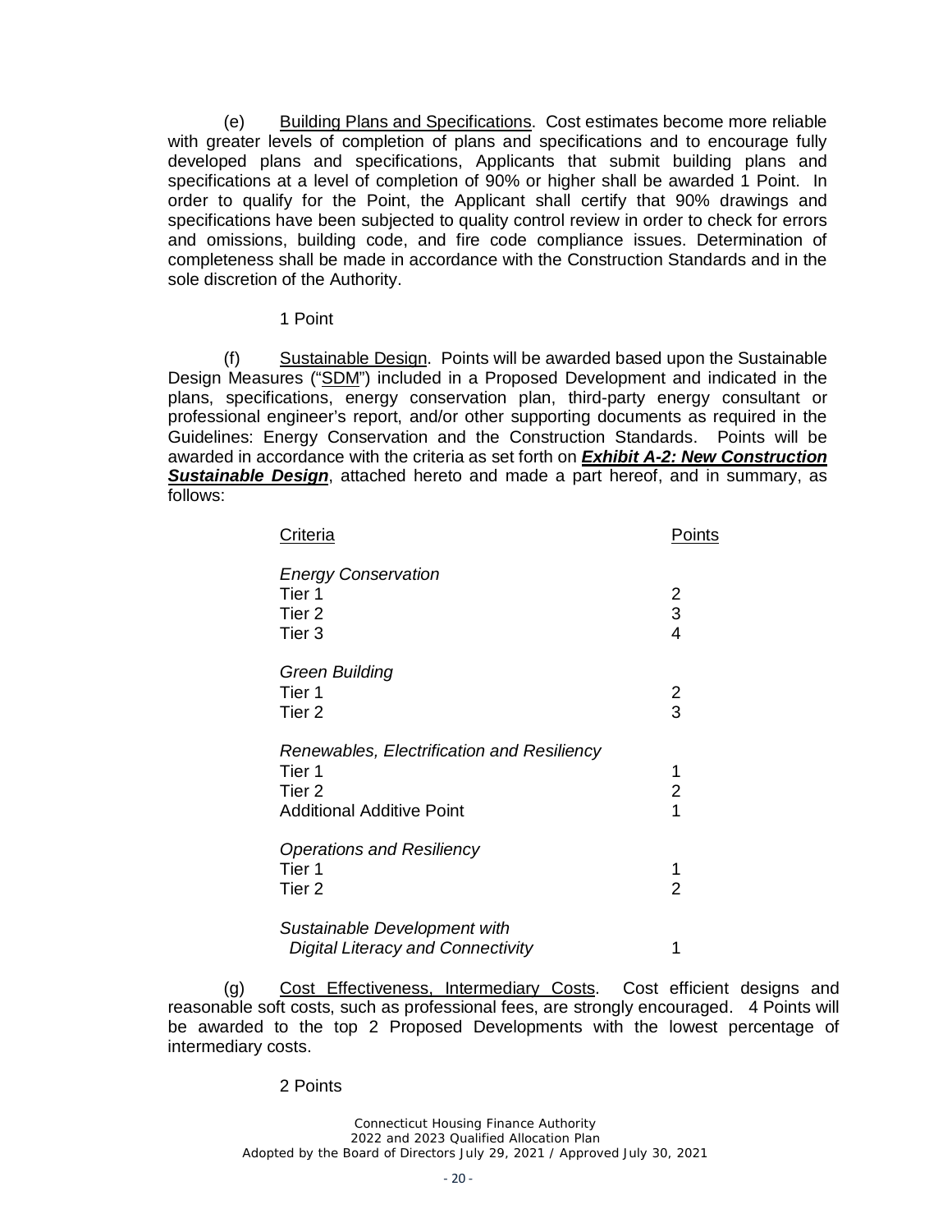(e) Building Plans and Specifications. Cost estimates become more reliable with greater levels of completion of plans and specifications and to encourage fully developed plans and specifications, Applicants that submit building plans and specifications at a level of completion of 90% or higher shall be awarded 1 Point. In order to qualify for the Point, the Applicant shall certify that 90% drawings and specifications have been subjected to quality control review in order to check for errors and omissions, building code, and fire code compliance issues. Determination of completeness shall be made in accordance with the Construction Standards and in the sole discretion of the Authority.

1 Point

(f) Sustainable Design. Points will be awarded based upon the Sustainable Design Measures ("SDM") included in a Proposed Development and indicated in the plans, specifications, energy conservation plan, third-party energy consultant or professional engineer's report, and/or other supporting documents as required in the Guidelines: Energy Conservation and the Construction Standards. Points will be awarded in accordance with the criteria as set forth on ***Exhibit A-2: New Construction Sustainable Design***, attached hereto and made a part hereof, and in summary, as follows:

| Criteria | Points |
|---|---|
| *Energy Conservation* | |
| Tier 1 | 2 |
| Tier 2 | 3 |
| Tier 3 | 4 |
| *Green Building* | |
| Tier 1 | 2 |
| Tier 2 | 3 |
| *Renewables, Electrification and Resiliency* | |
| Tier 1 | 1 |
| Tier 2 | 2 |
| Additional Additive Point | 1 |
| *Operations and Resiliency* | |
| Tier 1 | 1 |
| Tier 2 | 2 |
| *Sustainable Development with Digital Literacy and Connectivity* | 1 |

(g) Cost Effectiveness, Intermediary Costs. Cost efficient designs and reasonable soft costs, such as professional fees, are strongly encouraged. 4 Points will be awarded to the top 2 Proposed Developments with the lowest percentage of intermediary costs.

2 Points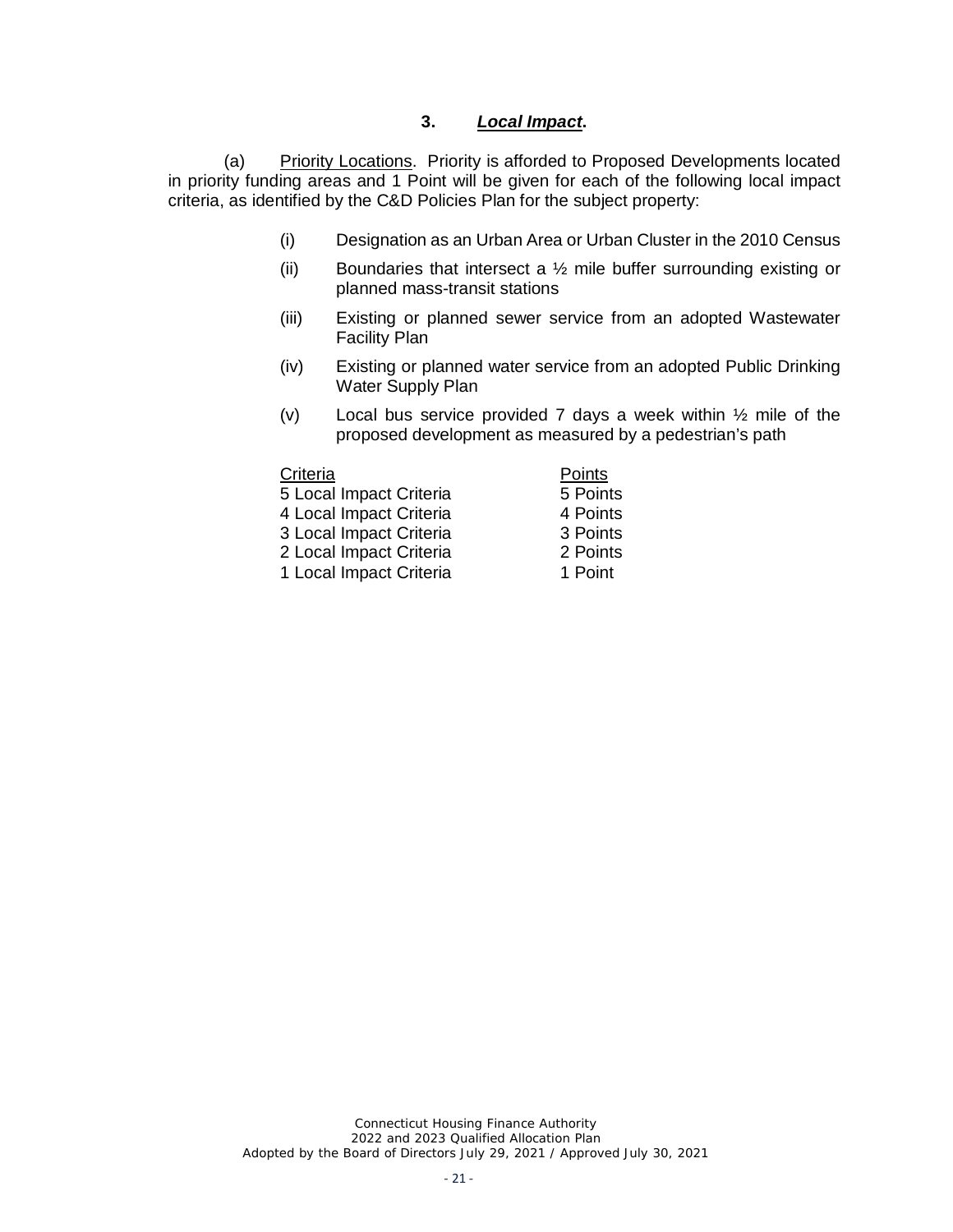### 3. ***Local Impact***.

(a) Priority Locations. Priority is afforded to Proposed Developments located in priority funding areas and 1 Point will be given for each of the following local impact criteria, as identified by the C&D Policies Plan for the subject property:

(i) Designation as an Urban Area or Urban Cluster in the 2010 Census

(ii) Boundaries that intersect a ½ mile buffer surrounding existing or planned mass-transit stations

(iii) Existing or planned sewer service from an adopted Wastewater Facility Plan

(iv) Existing or planned water service from an adopted Public Drinking Water Supply Plan

(v) Local bus service provided 7 days a week within ½ mile of the proposed development as measured by a pedestrian's path

| Criteria | Points |
|---|---|
| 5 Local Impact Criteria | 5 Points |
| 4 Local Impact Criteria | 4 Points |
| 3 Local Impact Criteria | 3 Points |
| 2 Local Impact Criteria | 2 Points |
| 1 Local Impact Criteria | 1 Point |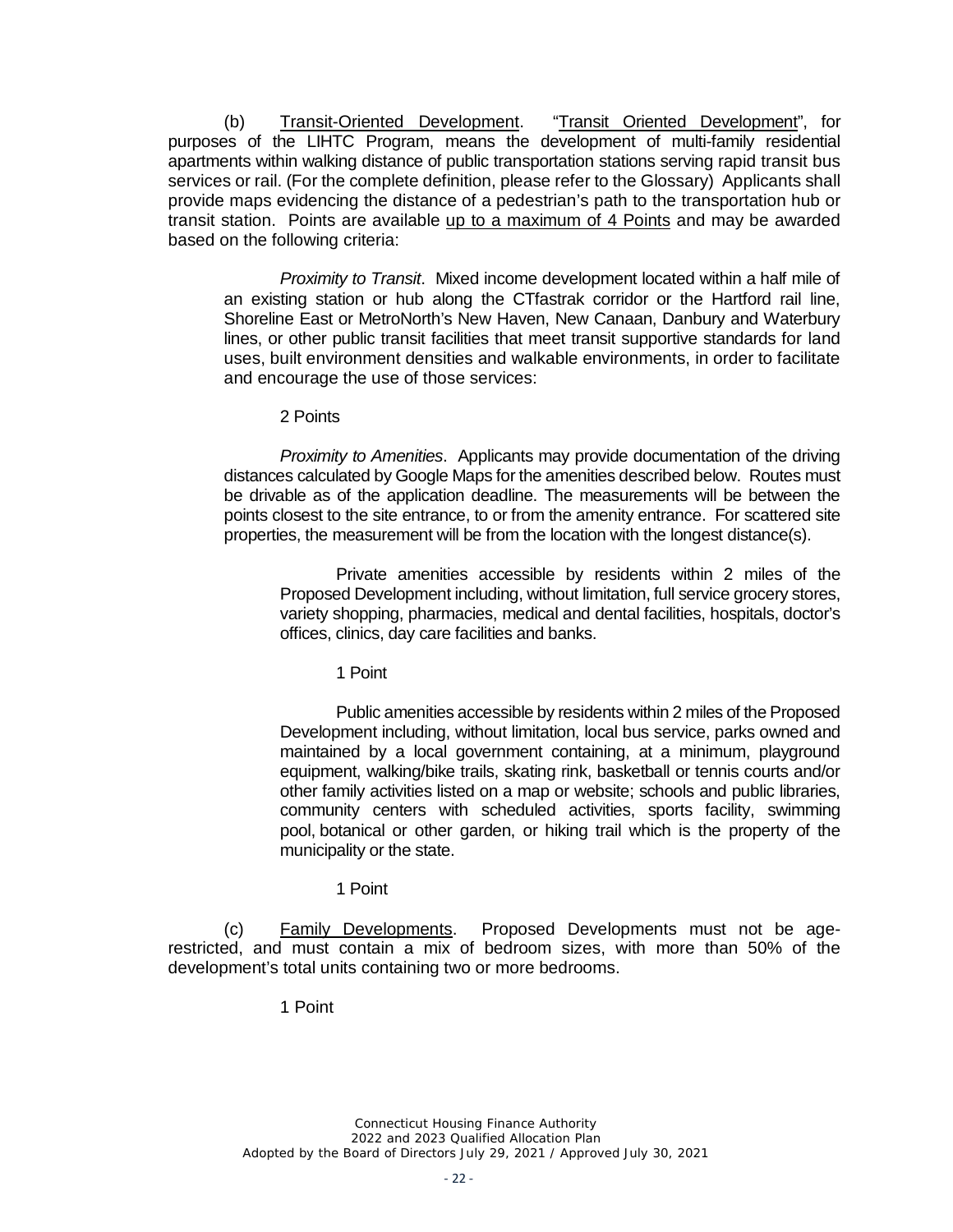(b) Transit-Oriented Development. "Transit Oriented Development", for purposes of the LIHTC Program, means the development of multi-family residential apartments within walking distance of public transportation stations serving rapid transit bus services or rail. (For the complete definition, please refer to the Glossary) Applicants shall provide maps evidencing the distance of a pedestrian's path to the transportation hub or transit station. Points are available up to a maximum of 4 Points and may be awarded based on the following criteria:

*Proximity to Transit*. Mixed income development located within a half mile of an existing station or hub along the CTfastrak corridor or the Hartford rail line, Shoreline East or MetroNorth's New Haven, New Canaan, Danbury and Waterbury lines, or other public transit facilities that meet transit supportive standards for land uses, built environment densities and walkable environments, in order to facilitate and encourage the use of those services:

2 Points

*Proximity to Amenities*. Applicants may provide documentation of the driving distances calculated by Google Maps for the amenities described below. Routes must be drivable as of the application deadline. The measurements will be between the points closest to the site entrance, to or from the amenity entrance. For scattered site properties, the measurement will be from the location with the longest distance(s).

Private amenities accessible by residents within 2 miles of the Proposed Development including, without limitation, full service grocery stores, variety shopping, pharmacies, medical and dental facilities, hospitals, doctor's offices, clinics, day care facilities and banks.

1 Point

Public amenities accessible by residents within 2 miles of the Proposed Development including, without limitation, local bus service, parks owned and maintained by a local government containing, at a minimum, playground equipment, walking/bike trails, skating rink, basketball or tennis courts and/or other family activities listed on a map or website; schools and public libraries, community centers with scheduled activities, sports facility, swimming pool, botanical or other garden, or hiking trail which is the property of the municipality or the state.

1 Point

(c) Family Developments. Proposed Developments must not be age-restricted, and must contain a mix of bedroom sizes, with more than 50% of the development's total units containing two or more bedrooms.

1 Point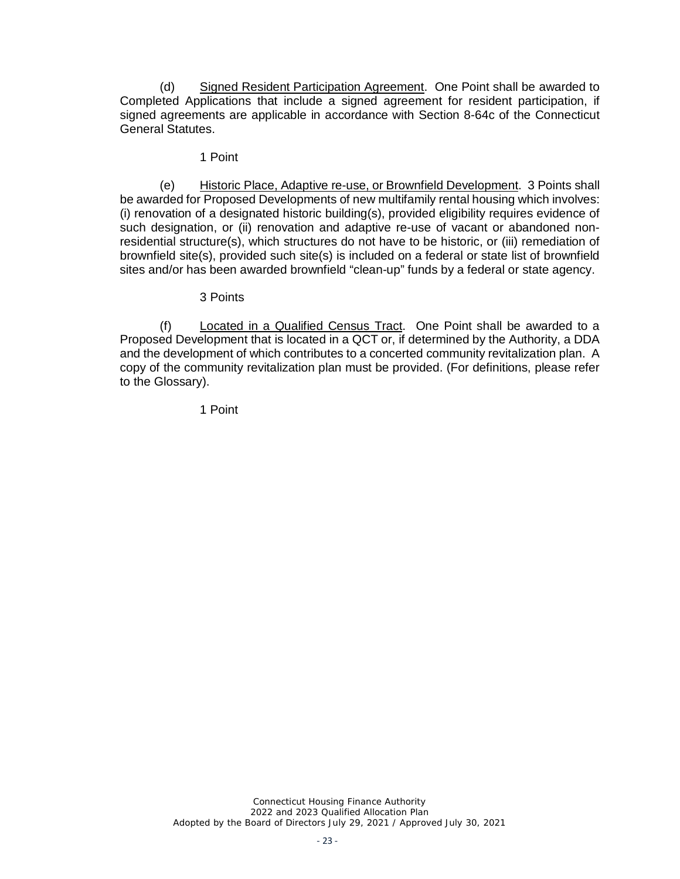(d) <u>Signed Resident Participation Agreement</u>. One Point shall be awarded to Completed Applications that include a signed agreement for resident participation, if signed agreements are applicable in accordance with Section 8-64c of the Connecticut General Statutes.

1 Point

(e) <u>Historic Place, Adaptive re-use, or Brownfield Development</u>. 3 Points shall be awarded for Proposed Developments of new multifamily rental housing which involves: (i) renovation of a designated historic building(s), provided eligibility requires evidence of such designation, or (ii) renovation and adaptive re-use of vacant or abandoned non-residential structure(s), which structures do not have to be historic, or (iii) remediation of brownfield site(s), provided such site(s) is included on a federal or state list of brownfield sites and/or has been awarded brownfield "clean-up" funds by a federal or state agency.

3 Points

(f) <u>Located in a Qualified Census Tract</u>. One Point shall be awarded to a Proposed Development that is located in a QCT or, if determined by the Authority, a DDA and the development of which contributes to a concerted community revitalization plan. A copy of the community revitalization plan must be provided. (For definitions, please refer to the Glossary).

1 Point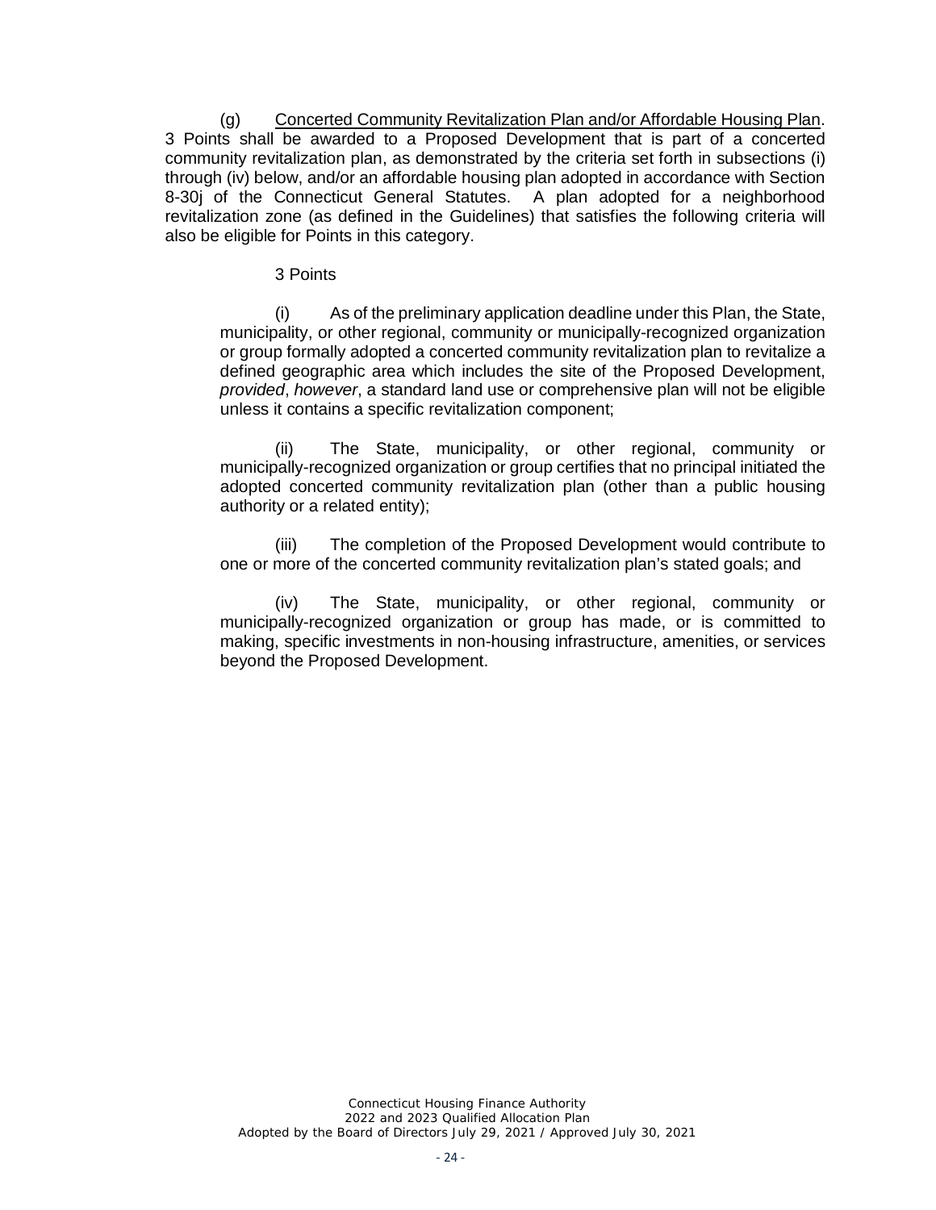(g) Concerted Community Revitalization Plan and/or Affordable Housing Plan. 3 Points shall be awarded to a Proposed Development that is part of a concerted community revitalization plan, as demonstrated by the criteria set forth in subsections (i) through (iv) below, and/or an affordable housing plan adopted in accordance with Section 8-30j of the Connecticut General Statutes. A plan adopted for a neighborhood revitalization zone (as defined in the Guidelines) that satisfies the following criteria will also be eligible for Points in this category.

3 Points

(i) As of the preliminary application deadline under this Plan, the State, municipality, or other regional, community or municipally-recognized organization or group formally adopted a concerted community revitalization plan to revitalize a defined geographic area which includes the site of the Proposed Development, *provided*, *however*, a standard land use or comprehensive plan will not be eligible unless it contains a specific revitalization component;

(ii) The State, municipality, or other regional, community or municipally-recognized organization or group certifies that no principal initiated the adopted concerted community revitalization plan (other than a public housing authority or a related entity);

(iii) The completion of the Proposed Development would contribute to one or more of the concerted community revitalization plan's stated goals; and

(iv) The State, municipality, or other regional, community or municipally-recognized organization or group has made, or is committed to making, specific investments in non-housing infrastructure, amenities, or services beyond the Proposed Development.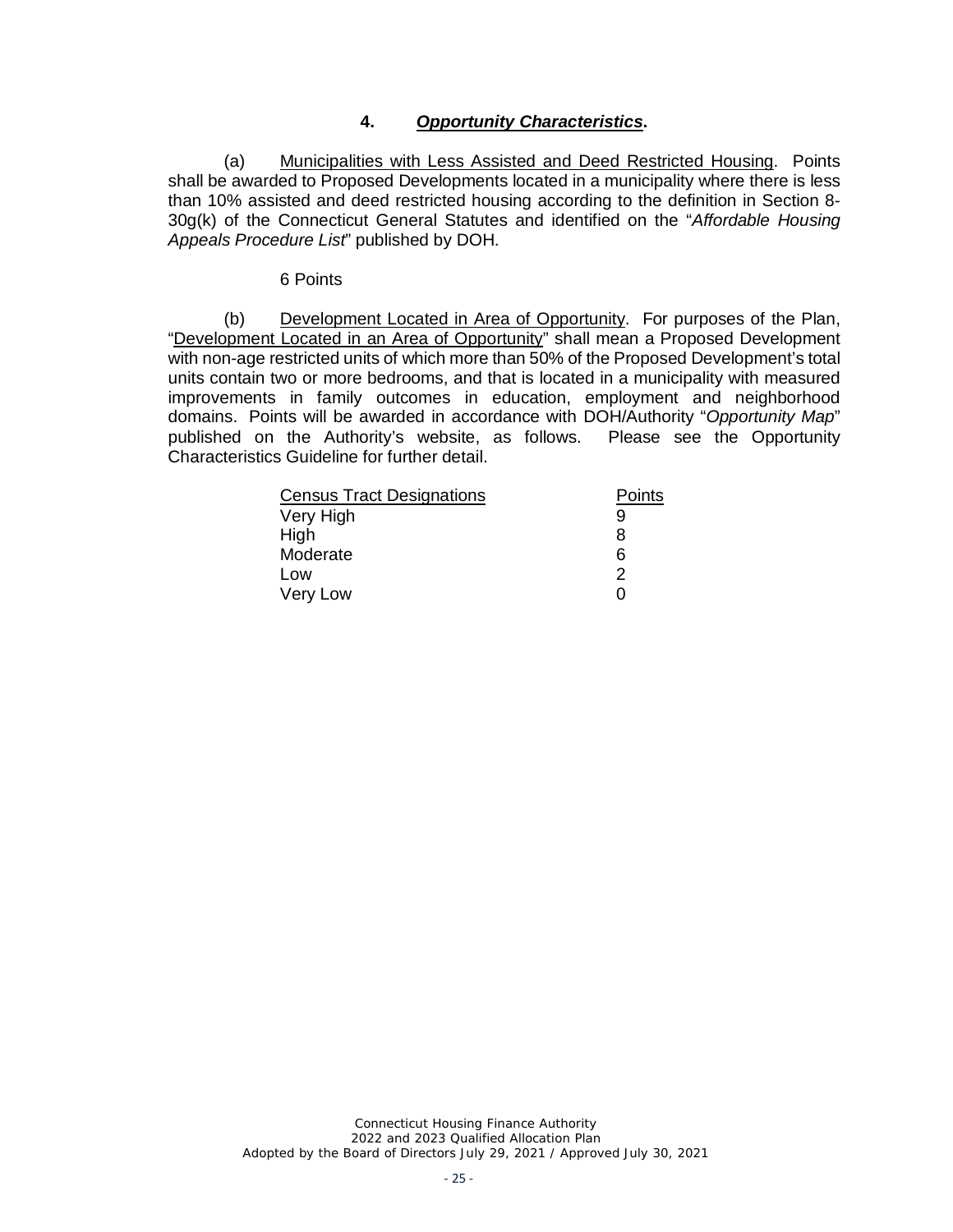### 4. ***Opportunity Characteristics***.

(a) Municipalities with Less Assisted and Deed Restricted Housing. Points shall be awarded to Proposed Developments located in a municipality where there is less than 10% assisted and deed restricted housing according to the definition in Section 8-30g(k) of the Connecticut General Statutes and identified on the "*Affordable Housing Appeals Procedure List*" published by DOH.

6 Points

(b) Development Located in Area of Opportunity. For purposes of the Plan, "Development Located in an Area of Opportunity" shall mean a Proposed Development with non-age restricted units of which more than 50% of the Proposed Development's total units contain two or more bedrooms, and that is located in a municipality with measured improvements in family outcomes in education, employment and neighborhood domains. Points will be awarded in accordance with DOH/Authority "*Opportunity Map*" published on the Authority's website, as follows. Please see the Opportunity Characteristics Guideline for further detail.

| Census Tract Designations | Points |
|---|---|
| Very High | 9 |
| High | 8 |
| Moderate | 6 |
| Low | 2 |
| Very Low | 0 |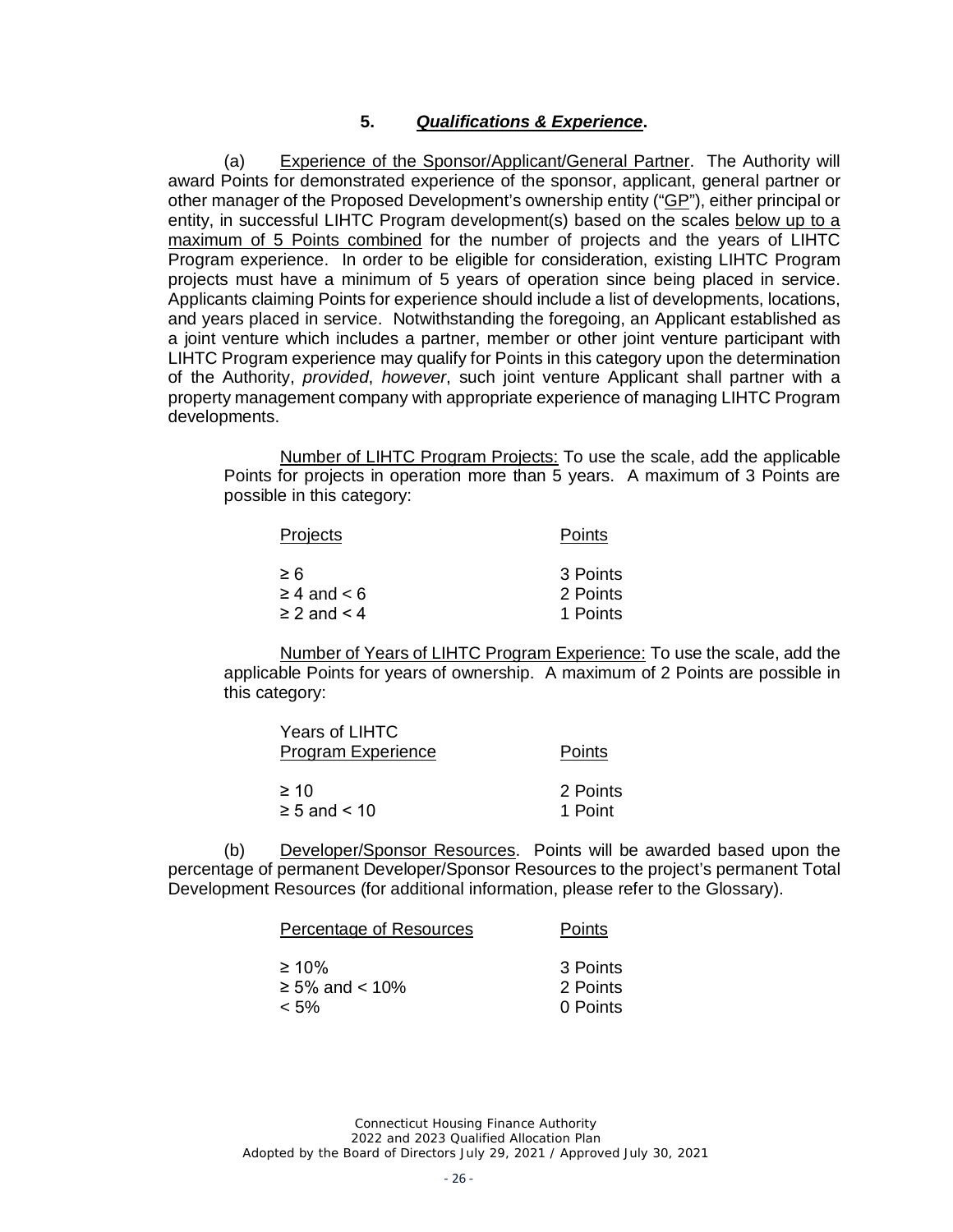### 5. ***Qualifications & Experience*.**

(a) Experience of the Sponsor/Applicant/General Partner. The Authority will award Points for demonstrated experience of the sponsor, applicant, general partner or other manager of the Proposed Development's ownership entity ("GP"), either principal or entity, in successful LIHTC Program development(s) based on the scales below up to a maximum of 5 Points combined for the number of projects and the years of LIHTC Program experience. In order to be eligible for consideration, existing LIHTC Program projects must have a minimum of 5 years of operation since being placed in service. Applicants claiming Points for experience should include a list of developments, locations, and years placed in service. Notwithstanding the foregoing, an Applicant established as a joint venture which includes a partner, member or other joint venture participant with LIHTC Program experience may qualify for Points in this category upon the determination of the Authority, *provided*, *however*, such joint venture Applicant shall partner with a property management company with appropriate experience of managing LIHTC Program developments.

Number of LIHTC Program Projects: To use the scale, add the applicable Points for projects in operation more than 5 years. A maximum of 3 Points are possible in this category:

| Projects | Points |
|---|---|
| ≥ 6 | 3 Points |
| ≥ 4 and < 6 | 2 Points |
| ≥ 2 and < 4 | 1 Points |

Number of Years of LIHTC Program Experience: To use the scale, add the applicable Points for years of ownership. A maximum of 2 Points are possible in this category:

| Years of LIHTC Program Experience | Points |
|---|---|
| ≥ 10 | 2 Points |
| ≥ 5 and < 10 | 1 Point |

(b) Developer/Sponsor Resources. Points will be awarded based upon the percentage of permanent Developer/Sponsor Resources to the project's permanent Total Development Resources (for additional information, please refer to the Glossary).

| Percentage of Resources | Points |
|---|---|
| ≥ 10% | 3 Points |
| ≥ 5% and < 10% | 2 Points |
| < 5% | 0 Points |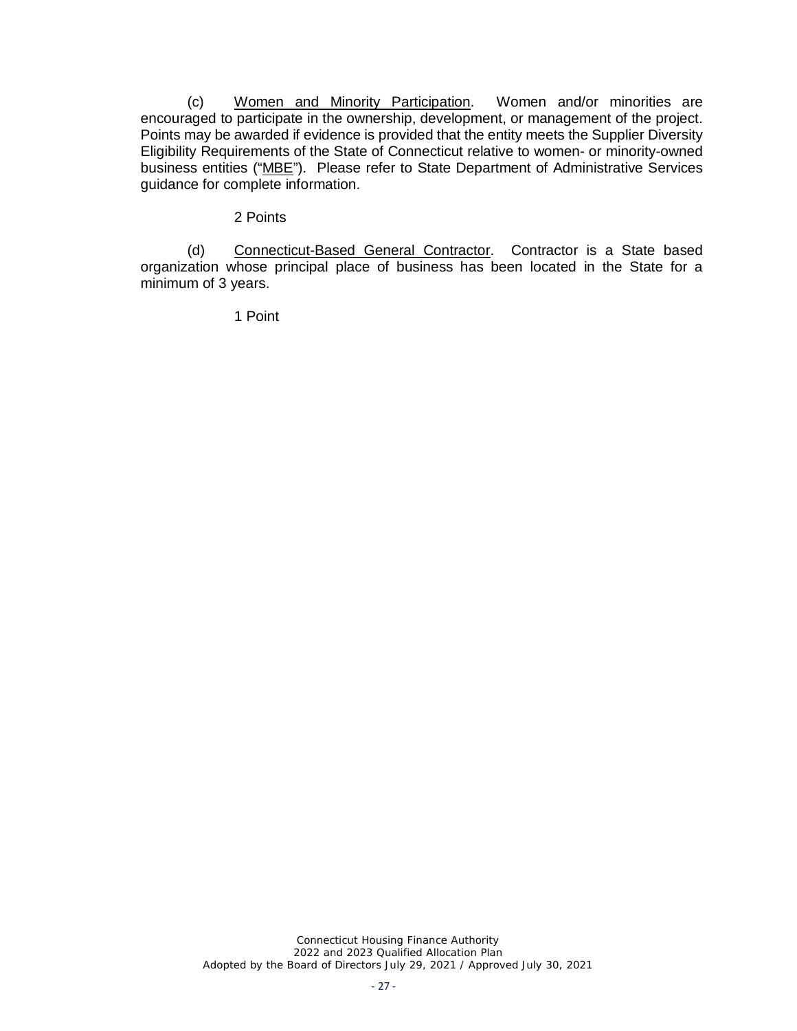(c) Women and Minority Participation. Women and/or minorities are encouraged to participate in the ownership, development, or management of the project. Points may be awarded if evidence is provided that the entity meets the Supplier Diversity Eligibility Requirements of the State of Connecticut relative to women- or minority-owned business entities ("MBE"). Please refer to State Department of Administrative Services guidance for complete information.

2 Points

(d) Connecticut-Based General Contractor. Contractor is a State based organization whose principal place of business has been located in the State for a minimum of 3 years.

1 Point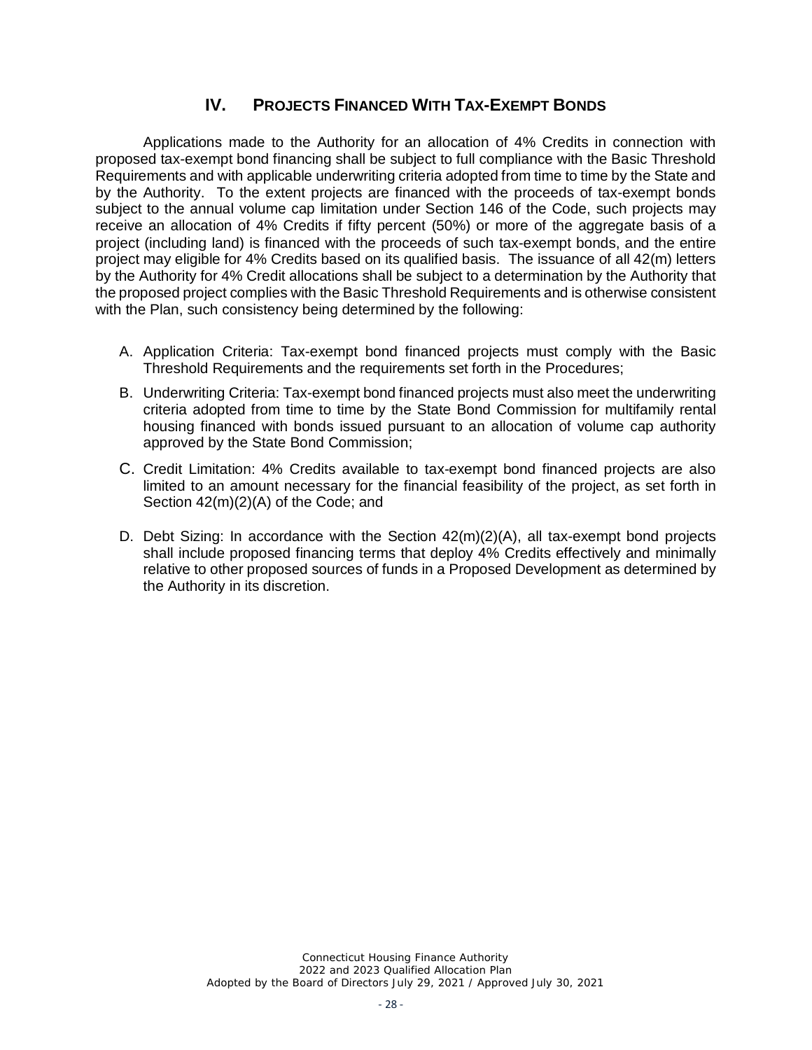## IV. PROJECTS FINANCED WITH TAX-EXEMPT BONDS

Applications made to the Authority for an allocation of 4% Credits in connection with proposed tax-exempt bond financing shall be subject to full compliance with the Basic Threshold Requirements and with applicable underwriting criteria adopted from time to time by the State and by the Authority. To the extent projects are financed with the proceeds of tax-exempt bonds subject to the annual volume cap limitation under Section 146 of the Code, such projects may receive an allocation of 4% Credits if fifty percent (50%) or more of the aggregate basis of a project (including land) is financed with the proceeds of such tax-exempt bonds, and the entire project may eligible for 4% Credits based on its qualified basis. The issuance of all 42(m) letters by the Authority for 4% Credit allocations shall be subject to a determination by the Authority that the proposed project complies with the Basic Threshold Requirements and is otherwise consistent with the Plan, such consistency being determined by the following:

A. Application Criteria: Tax-exempt bond financed projects must comply with the Basic Threshold Requirements and the requirements set forth in the Procedures;

B. Underwriting Criteria: Tax-exempt bond financed projects must also meet the underwriting criteria adopted from time to time by the State Bond Commission for multifamily rental housing financed with bonds issued pursuant to an allocation of volume cap authority approved by the State Bond Commission;

C. Credit Limitation: 4% Credits available to tax-exempt bond financed projects are also limited to an amount necessary for the financial feasibility of the project, as set forth in Section 42(m)(2)(A) of the Code; and

D. Debt Sizing: In accordance with the Section 42(m)(2)(A), all tax-exempt bond projects shall include proposed financing terms that deploy 4% Credits effectively and minimally relative to other proposed sources of funds in a Proposed Development as determined by the Authority in its discretion.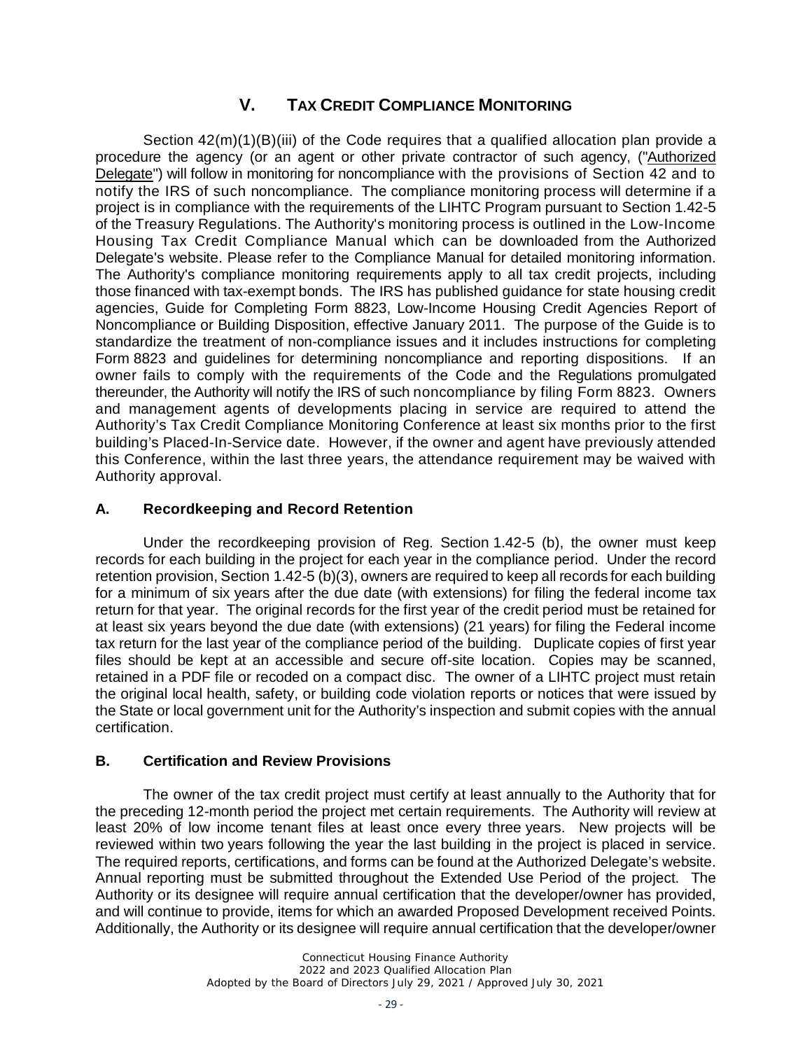# V. TAX CREDIT COMPLIANCE MONITORING

Section 42(m)(1)(B)(iii) of the Code requires that a qualified allocation plan provide a procedure the agency (or an agent or other private contractor of such agency, ("Authorized Delegate") will follow in monitoring for noncompliance with the provisions of Section 42 and to notify the IRS of such noncompliance. The compliance monitoring process will determine if a project is in compliance with the requirements of the LIHTC Program pursuant to Section 1.42-5 of the Treasury Regulations. The Authority's monitoring process is outlined in the Low-Income Housing Tax Credit Compliance Manual which can be downloaded from the Authorized Delegate's website. Please refer to the Compliance Manual for detailed monitoring information. The Authority's compliance monitoring requirements apply to all tax credit projects, including those financed with tax-exempt bonds. The IRS has published guidance for state housing credit agencies, Guide for Completing Form 8823, Low-Income Housing Credit Agencies Report of Noncompliance or Building Disposition, effective January 2011. The purpose of the Guide is to standardize the treatment of non-compliance issues and it includes instructions for completing Form 8823 and guidelines for determining noncompliance and reporting dispositions. If an owner fails to comply with the requirements of the Code and the Regulations promulgated thereunder, the Authority will notify the IRS of such noncompliance by filing Form 8823. Owners and management agents of developments placing in service are required to attend the Authority's Tax Credit Compliance Monitoring Conference at least six months prior to the first building's Placed-In-Service date. However, if the owner and agent have previously attended this Conference, within the last three years, the attendance requirement may be waived with Authority approval.

## A. Recordkeeping and Record Retention

Under the recordkeeping provision of Reg. Section 1.42-5 (b), the owner must keep records for each building in the project for each year in the compliance period. Under the record retention provision, Section 1.42-5 (b)(3), owners are required to keep all records for each building for a minimum of six years after the due date (with extensions) for filing the federal income tax return for that year. The original records for the first year of the credit period must be retained for at least six years beyond the due date (with extensions) (21 years) for filing the Federal income tax return for the last year of the compliance period of the building. Duplicate copies of first year files should be kept at an accessible and secure off-site location. Copies may be scanned, retained in a PDF file or recoded on a compact disc. The owner of a LIHTC project must retain the original local health, safety, or building code violation reports or notices that were issued by the State or local government unit for the Authority's inspection and submit copies with the annual certification.

## B. Certification and Review Provisions

The owner of the tax credit project must certify at least annually to the Authority that for the preceding 12-month period the project met certain requirements. The Authority will review at least 20% of low income tenant files at least once every three years. New projects will be reviewed within two years following the year the last building in the project is placed in service. The required reports, certifications, and forms can be found at the Authorized Delegate's website. Annual reporting must be submitted throughout the Extended Use Period of the project. The Authority or its designee will require annual certification that the developer/owner has provided, and will continue to provide, items for which an awarded Proposed Development received Points. Additionally, the Authority or its designee will require annual certification that the developer/owner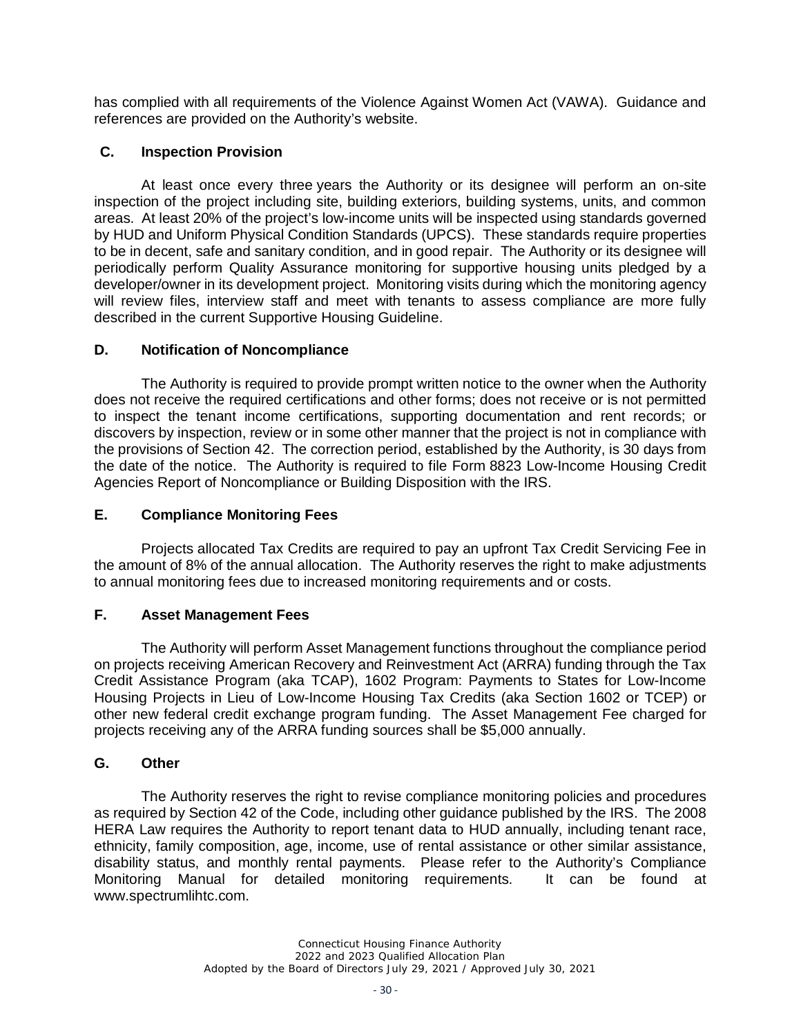has complied with all requirements of the Violence Against Women Act (VAWA). Guidance and references are provided on the Authority's website.

### C. Inspection Provision

At least once every three years the Authority or its designee will perform an on-site inspection of the project including site, building exteriors, building systems, units, and common areas. At least 20% of the project's low-income units will be inspected using standards governed by HUD and Uniform Physical Condition Standards (UPCS). These standards require properties to be in decent, safe and sanitary condition, and in good repair. The Authority or its designee will periodically perform Quality Assurance monitoring for supportive housing units pledged by a developer/owner in its development project. Monitoring visits during which the monitoring agency will review files, interview staff and meet with tenants to assess compliance are more fully described in the current Supportive Housing Guideline.

### D. Notification of Noncompliance

The Authority is required to provide prompt written notice to the owner when the Authority does not receive the required certifications and other forms; does not receive or is not permitted to inspect the tenant income certifications, supporting documentation and rent records; or discovers by inspection, review or in some other manner that the project is not in compliance with the provisions of Section 42. The correction period, established by the Authority, is 30 days from the date of the notice. The Authority is required to file Form 8823 Low-Income Housing Credit Agencies Report of Noncompliance or Building Disposition with the IRS.

### E. Compliance Monitoring Fees

Projects allocated Tax Credits are required to pay an upfront Tax Credit Servicing Fee in the amount of 8% of the annual allocation. The Authority reserves the right to make adjustments to annual monitoring fees due to increased monitoring requirements and or costs.

### F. Asset Management Fees

The Authority will perform Asset Management functions throughout the compliance period on projects receiving American Recovery and Reinvestment Act (ARRA) funding through the Tax Credit Assistance Program (aka TCAP), 1602 Program: Payments to States for Low-Income Housing Projects in Lieu of Low-Income Housing Tax Credits (aka Section 1602 or TCEP) or other new federal credit exchange program funding. The Asset Management Fee charged for projects receiving any of the ARRA funding sources shall be $5,000 annually.

### G. Other

The Authority reserves the right to revise compliance monitoring policies and procedures as required by Section 42 of the Code, including other guidance published by the IRS. The 2008 HERA Law requires the Authority to report tenant data to HUD annually, including tenant race, ethnicity, family composition, age, income, use of rental assistance or other similar assistance, disability status, and monthly rental payments. Please refer to the Authority's Compliance Monitoring Manual for detailed monitoring requirements. It can be found at www.spectrumlihtc.com.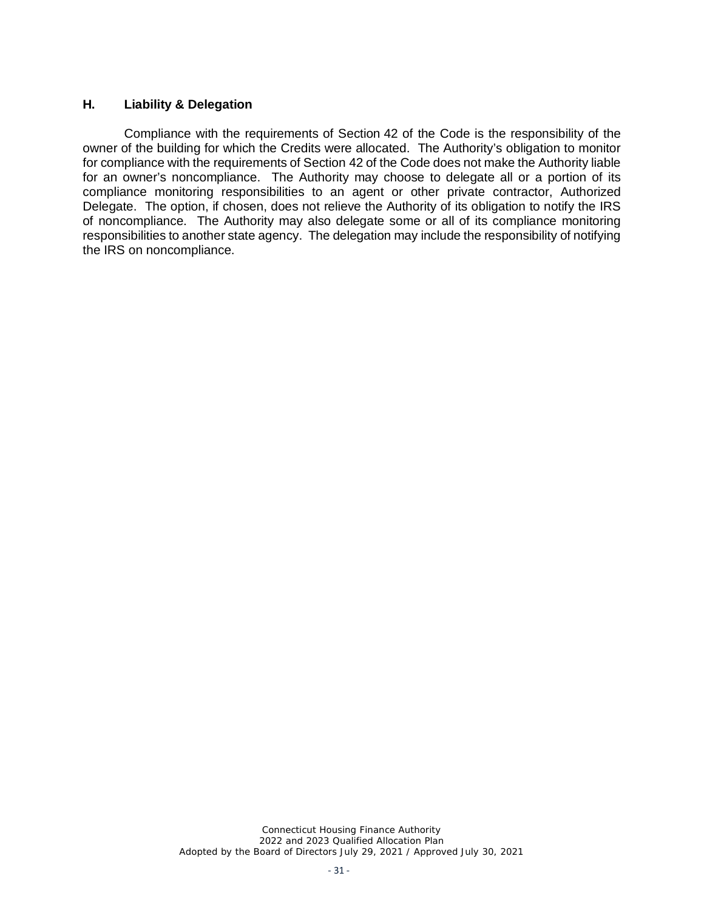### H. Liability & Delegation

Compliance with the requirements of Section 42 of the Code is the responsibility of the owner of the building for which the Credits were allocated. The Authority's obligation to monitor for compliance with the requirements of Section 42 of the Code does not make the Authority liable for an owner's noncompliance. The Authority may choose to delegate all or a portion of its compliance monitoring responsibilities to an agent or other private contractor, Authorized Delegate. The option, if chosen, does not relieve the Authority of its obligation to notify the IRS of noncompliance. The Authority may also delegate some or all of its compliance monitoring responsibilities to another state agency. The delegation may include the responsibility of notifying the IRS on noncompliance.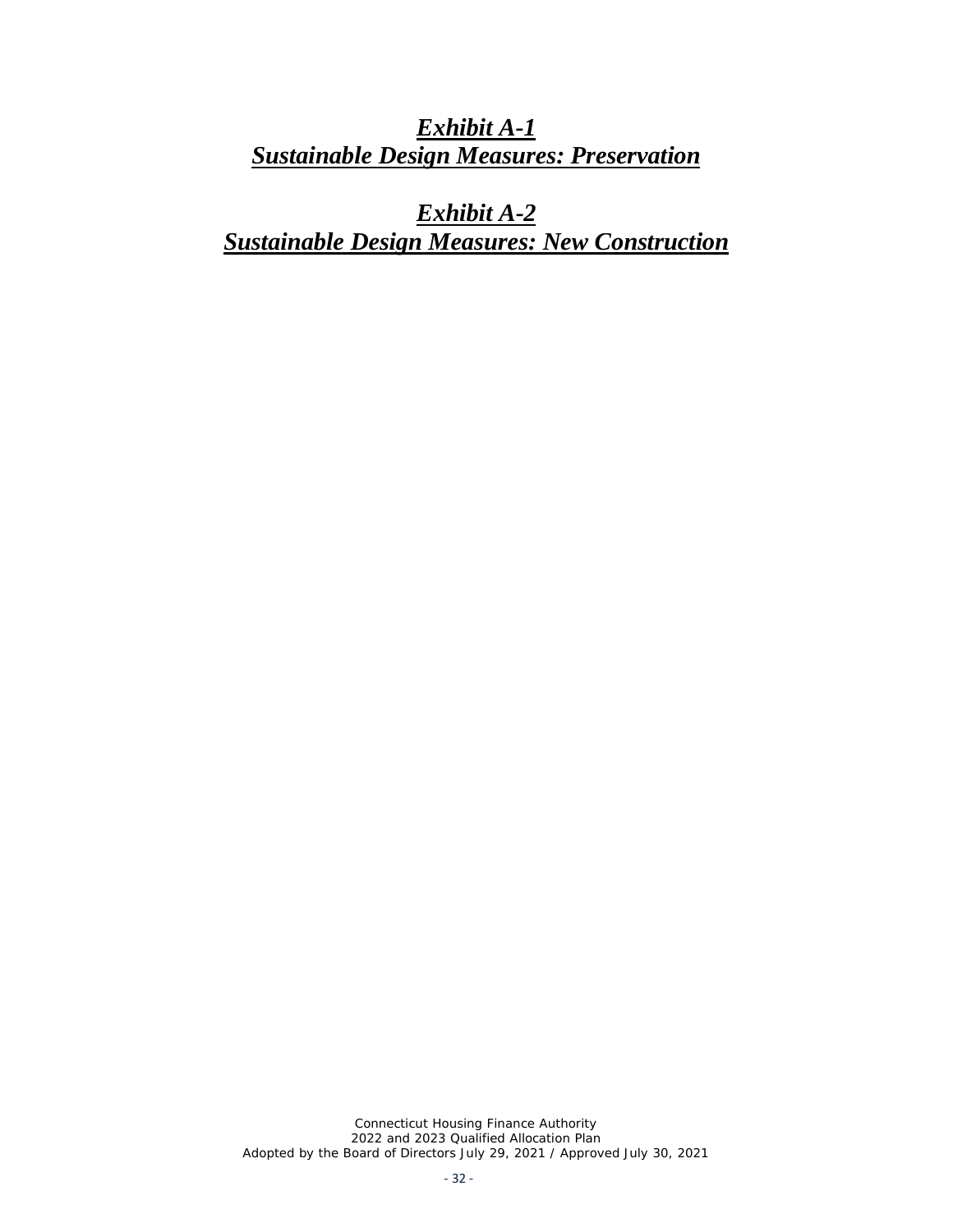# ***Exhibit A-1***
# ***Sustainable Design Measures: Preservation***

# ***Exhibit A-2***
# ***Sustainable Design Measures: New Construction***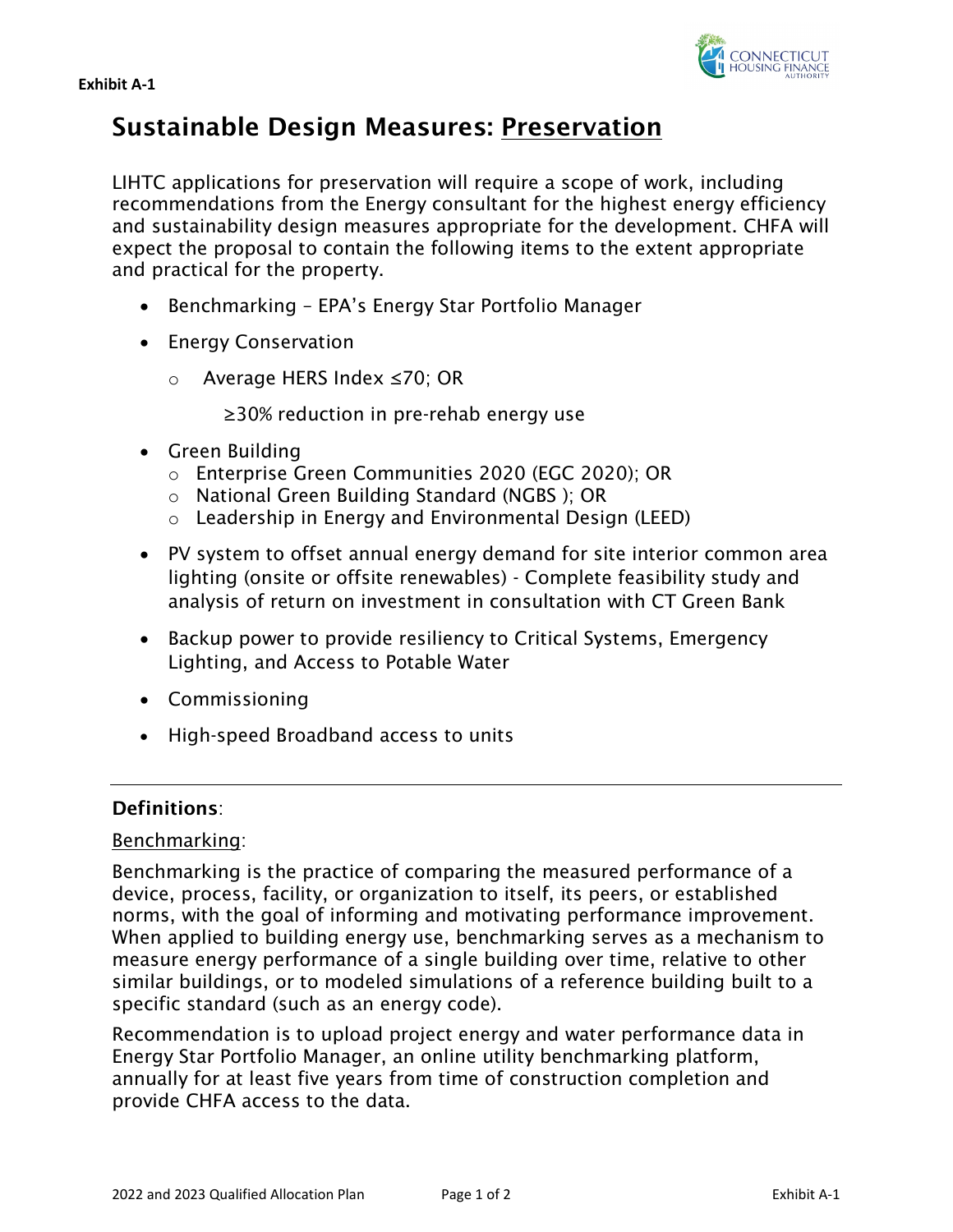**Exhibit A-1**

# Sustainable Design Measures: <u>Preservation</u>

LIHTC applications for preservation will require a scope of work, including recommendations from the Energy consultant for the highest energy efficiency and sustainability design measures appropriate for the development. CHFA will expect the proposal to contain the following items to the extent appropriate and practical for the property.

- Benchmarking – EPA's Energy Star Portfolio Manager
- Energy Conservation
  - Average HERS Index ≤70; OR

    ≥30% reduction in pre-rehab energy use
- Green Building
  - Enterprise Green Communities 2020 (EGC 2020); OR
  - National Green Building Standard (NGBS ); OR
  - Leadership in Energy and Environmental Design (LEED)
- PV system to offset annual energy demand for site interior common area lighting (onsite or offsite renewables) - Complete feasibility study and analysis of return on investment in consultation with CT Green Bank
- Backup power to provide resiliency to Critical Systems, Emergency Lighting, and Access to Potable Water
- Commissioning
- High-speed Broadband access to units

---

**Definitions**:

<u>Benchmarking</u>:

Benchmarking is the practice of comparing the measured performance of a device, process, facility, or organization to itself, its peers, or established norms, with the goal of informing and motivating performance improvement. When applied to building energy use, benchmarking serves as a mechanism to measure energy performance of a single building over time, relative to other similar buildings, or to modeled simulations of a reference building built to a specific standard (such as an energy code).

Recommendation is to upload project energy and water performance data in Energy Star Portfolio Manager, an online utility benchmarking platform, annually for at least five years from time of construction completion and provide CHFA access to the data.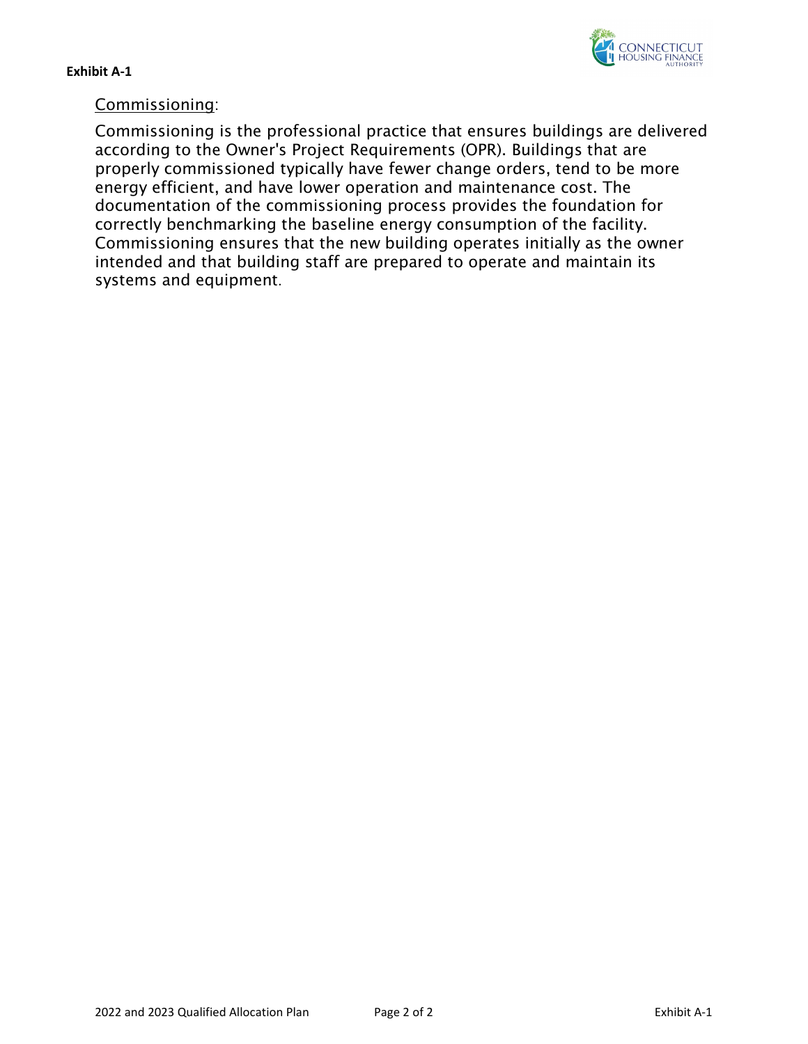**Exhibit A-1**

Commissioning:

Commissioning is the professional practice that ensures buildings are delivered according to the Owner's Project Requirements (OPR). Buildings that are properly commissioned typically have fewer change orders, tend to be more energy efficient, and have lower operation and maintenance cost. The documentation of the commissioning process provides the foundation for correctly benchmarking the baseline energy consumption of the facility. Commissioning ensures that the new building operates initially as the owner intended and that building staff are prepared to operate and maintain its systems and equipment.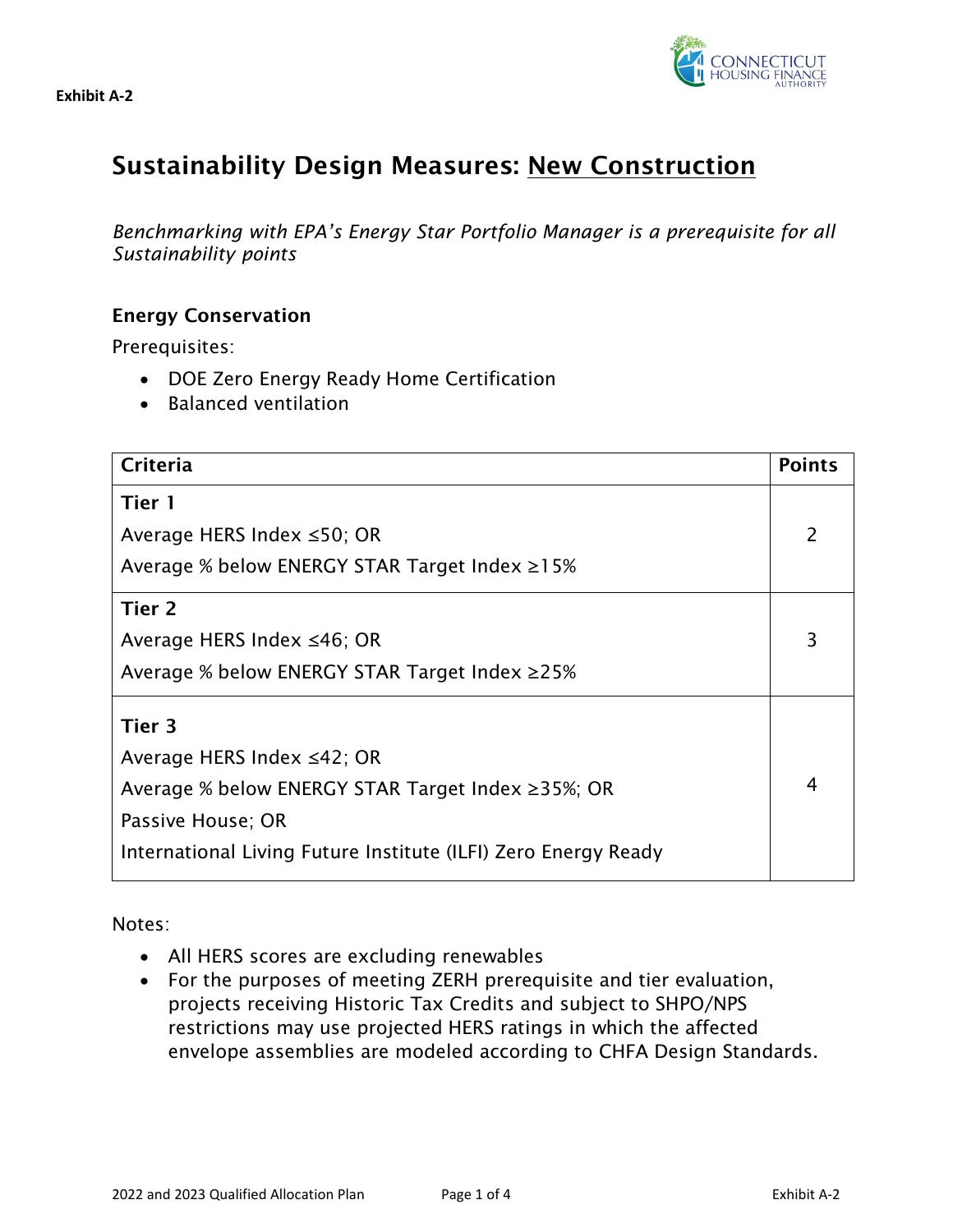**Exhibit A-2**

# Sustainability Design Measures: New Construction

*Benchmarking with EPA's Energy Star Portfolio Manager is a prerequisite for all Sustainability points*

### Energy Conservation

Prerequisites:

- DOE Zero Energy Ready Home Certification
- Balanced ventilation

| Criteria | Points |
|---|---|
| **Tier 1**<br>Average HERS Index ≤50; OR<br>Average % below ENERGY STAR Target Index ≥15% | 2 |
| **Tier 2**<br>Average HERS Index ≤46; OR<br>Average % below ENERGY STAR Target Index ≥25% | 3 |
| **Tier 3**<br>Average HERS Index ≤42; OR<br>Average % below ENERGY STAR Target Index ≥35%; OR<br>Passive House; OR<br>International Living Future Institute (ILFI) Zero Energy Ready | 4 |

Notes:

- All HERS scores are excluding renewables
- For the purposes of meeting ZERH prerequisite and tier evaluation, projects receiving Historic Tax Credits and subject to SHPO/NPS restrictions may use projected HERS ratings in which the affected envelope assemblies are modeled according to CHFA Design Standards.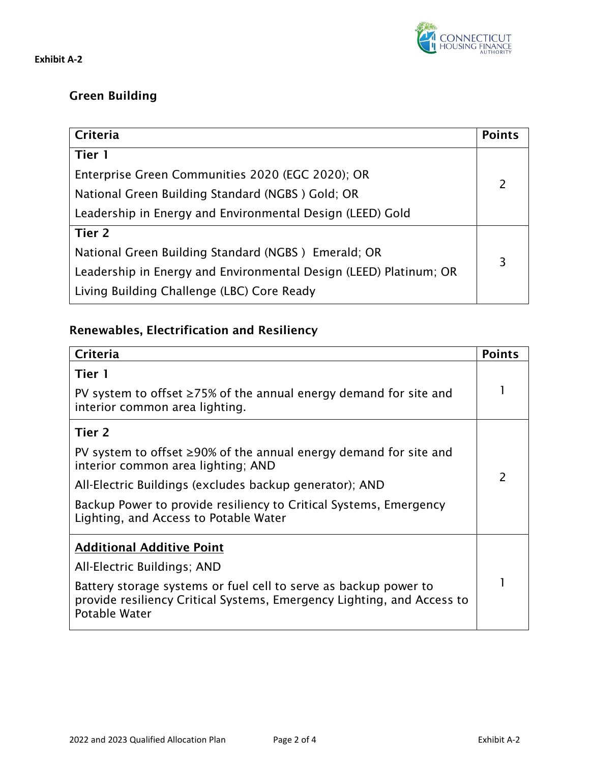**Exhibit A-2**

## Green Building

| Criteria | Points |
|---|---|
| **Tier 1**<br>Enterprise Green Communities 2020 (EGC 2020); OR<br>National Green Building Standard (NGBS ) Gold; OR<br>Leadership in Energy and Environmental Design (LEED) Gold | 2 |
| **Tier 2**<br>National Green Building Standard (NGBS ) Emerald; OR<br>Leadership in Energy and Environmental Design (LEED) Platinum; OR<br>Living Building Challenge (LBC) Core Ready | 3 |

## Renewables, Electrification and Resiliency

| Criteria | Points |
|---|---|
| **Tier 1**<br>PV system to offset ≥75% of the annual energy demand for site and interior common area lighting. | 1 |
| **Tier 2**<br>PV system to offset ≥90% of the annual energy demand for site and interior common area lighting; AND<br>All-Electric Buildings (excludes backup generator); AND<br>Backup Power to provide resiliency to Critical Systems, Emergency Lighting, and Access to Potable Water | 2 |
| **<u>Additional Additive Point</u>**<br>All-Electric Buildings; AND<br>Battery storage systems or fuel cell to serve as backup power to provide resiliency Critical Systems, Emergency Lighting, and Access to Potable Water | 1 |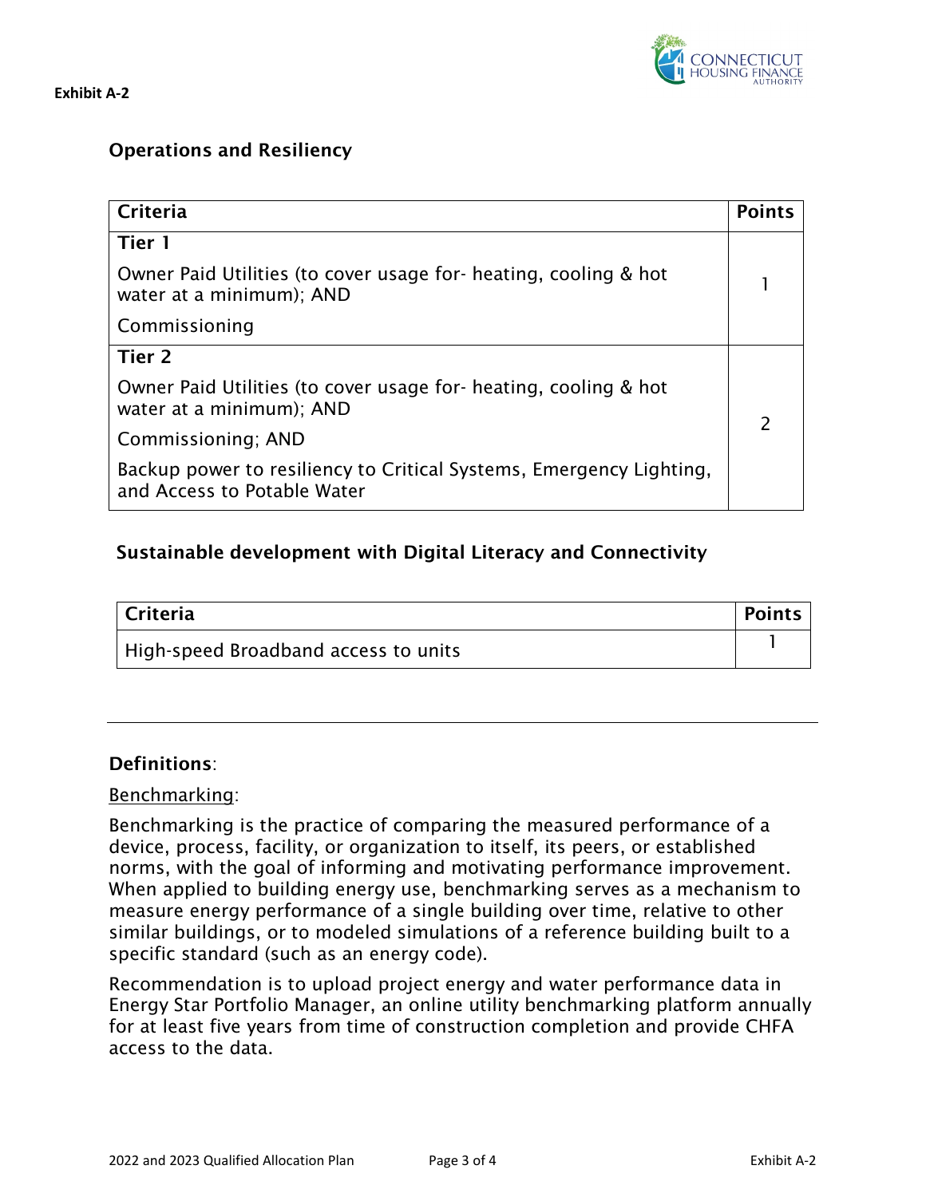**Exhibit A-2**

## Operations and Resiliency

| Criteria | Points |
|---|---|
| **Tier 1**<br>Owner Paid Utilities (to cover usage for- heating, cooling & hot water at a minimum); AND<br>Commissioning | 1 |
| **Tier 2**<br>Owner Paid Utilities (to cover usage for- heating, cooling & hot water at a minimum); AND<br>Commissioning; AND<br>Backup power to resiliency to Critical Systems, Emergency Lighting, and Access to Potable Water | 2 |

## Sustainable development with Digital Literacy and Connectivity

| Criteria | Points |
|---|---|
| High-speed Broadband access to units | 1 |

---

**Definitions**:

Benchmarking:

Benchmarking is the practice of comparing the measured performance of a device, process, facility, or organization to itself, its peers, or established norms, with the goal of informing and motivating performance improvement. When applied to building energy use, benchmarking serves as a mechanism to measure energy performance of a single building over time, relative to other similar buildings, or to modeled simulations of a reference building built to a specific standard (such as an energy code).

Recommendation is to upload project energy and water performance data in Energy Star Portfolio Manager, an online utility benchmarking platform annually for at least five years from time of construction completion and provide CHFA access to the data.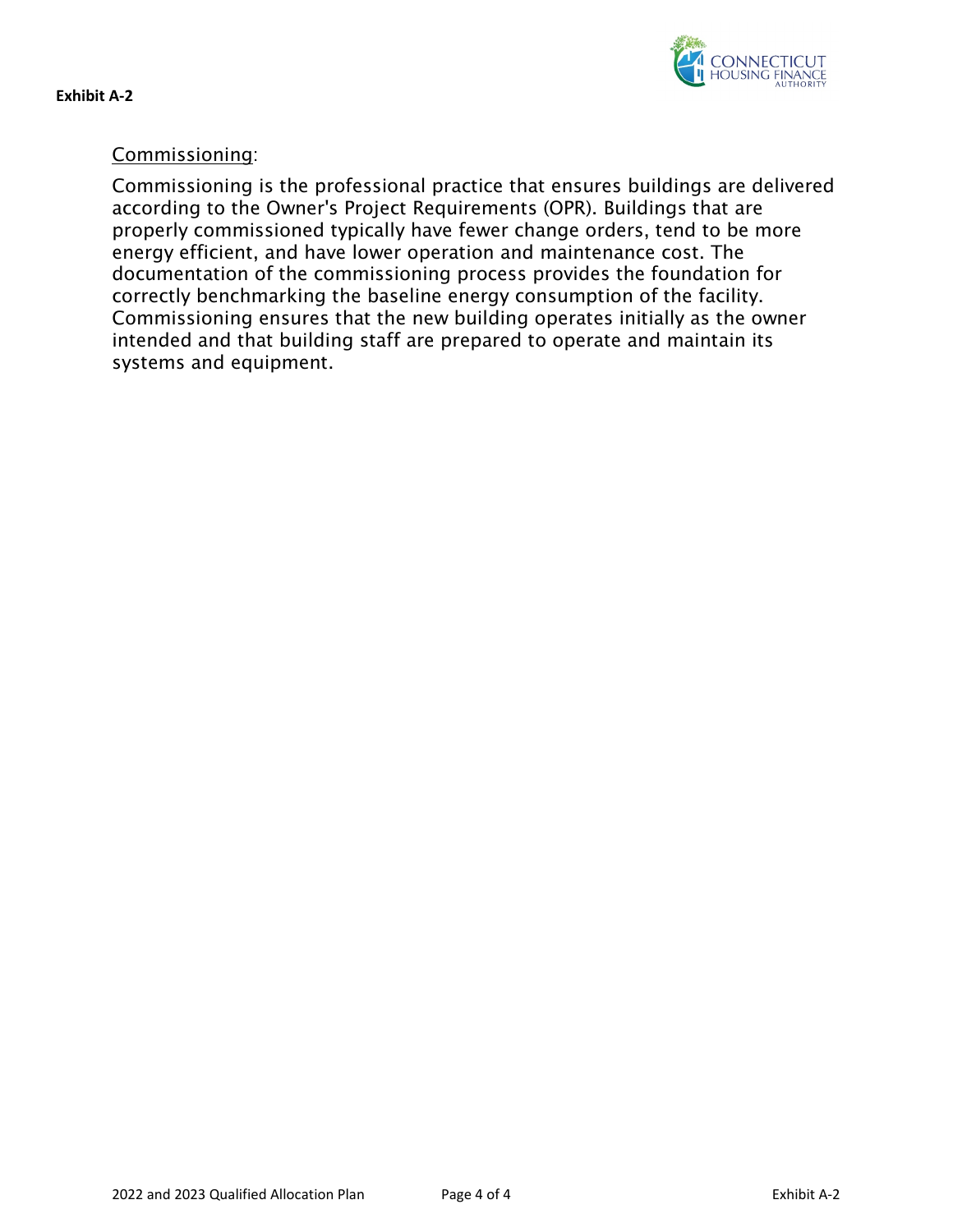Commissioning:

Commissioning is the professional practice that ensures buildings are delivered according to the Owner's Project Requirements (OPR). Buildings that are properly commissioned typically have fewer change orders, tend to be more energy efficient, and have lower operation and maintenance cost. The documentation of the commissioning process provides the foundation for correctly benchmarking the baseline energy consumption of the facility. Commissioning ensures that the new building operates initially as the owner intended and that building staff are prepared to operate and maintain its systems and equipment.